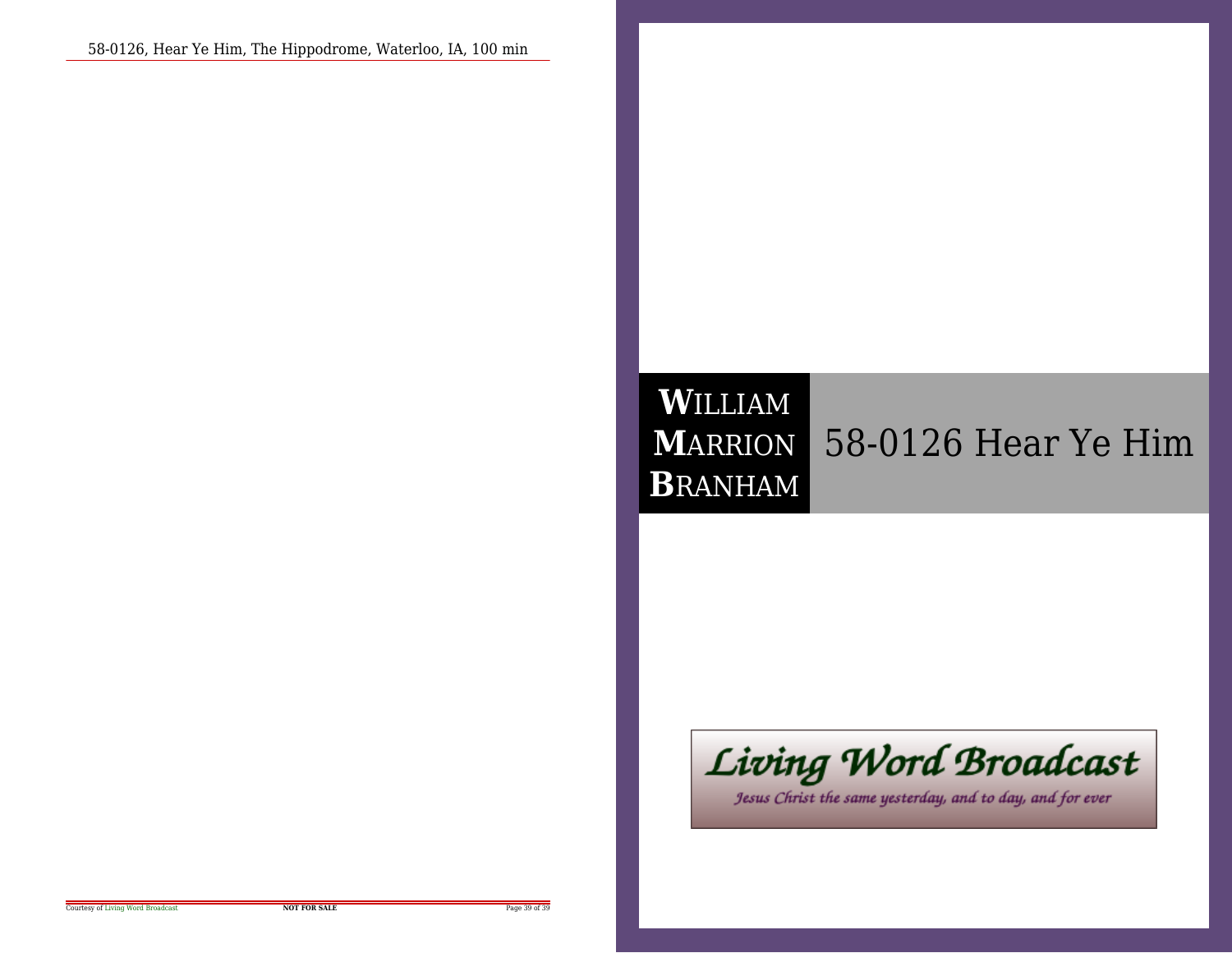# WILLIAM MARRION BRANHAM

# 58-0126 Hear Ye Him

Living Word Broadcast

*Jesus Christ the same yesterday, and to day, and for ever*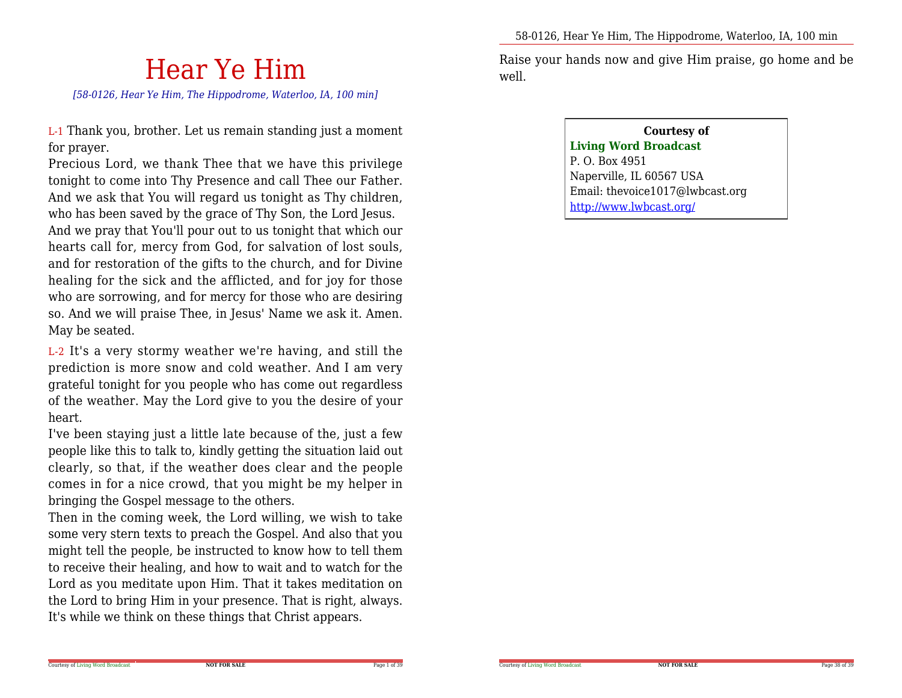# Hear Ye Him

*[58-0126, Hear Ye Him, The Hippodrome, Waterloo, IA, 100 min]*

L-1 Thank you, brother. Let us remain standing just a moment for prayer.

Precious Lord, we thank Thee that we have this privilege tonight to come into Thy Presence and call Thee our Father. And we ask that You will regard us tonight as Thy children, who has been saved by the grace of Thy Son, the Lord Jesus. And we pray that You'll pour out to us tonight that which our hearts call for, mercy from God, for salvation of lost souls, and for restoration of the gifts to the church, and for Divine healing for the sick and the afflicted, and for joy for those who are sorrowing, and for mercy for those who are desiring so. And we will praise Thee, in Jesus' Name we ask it. Amen. May be seated.

L-2 It's a very stormy weather we're having, and still the prediction is more snow and cold weather. And I am very grateful tonight for you people who has come out regardless of the weather. May the Lord give to you the desire of your heart.

I've been staying just a little late because of the, just a few people like this to talk to, kindly getting the situation laid out clearly, so that, if the weather does clear and the people comes in for a nice crowd, that you might be my helper in bringing the Gospel message to the others.

Then in the coming week, the Lord willing, we wish to take some very stern texts to preach the Gospel. And also that you might tell the people, be instructed to know how to tell them to receive their healing, and how to wait and to watch for the Lord as you meditate upon Him. That it takes meditation on the Lord to bring Him in your presence. That is right, always. It's while we think on these things that Christ appears.

Raise your hands now and give Him praise, go home and be well.

**Courtesy of**
**Living Word Broadcast**
P. O. Box 4951
Naperville, IL 60567 USA
Email: thevoice1017@lwbcast.org
http://www.lwbcast.org/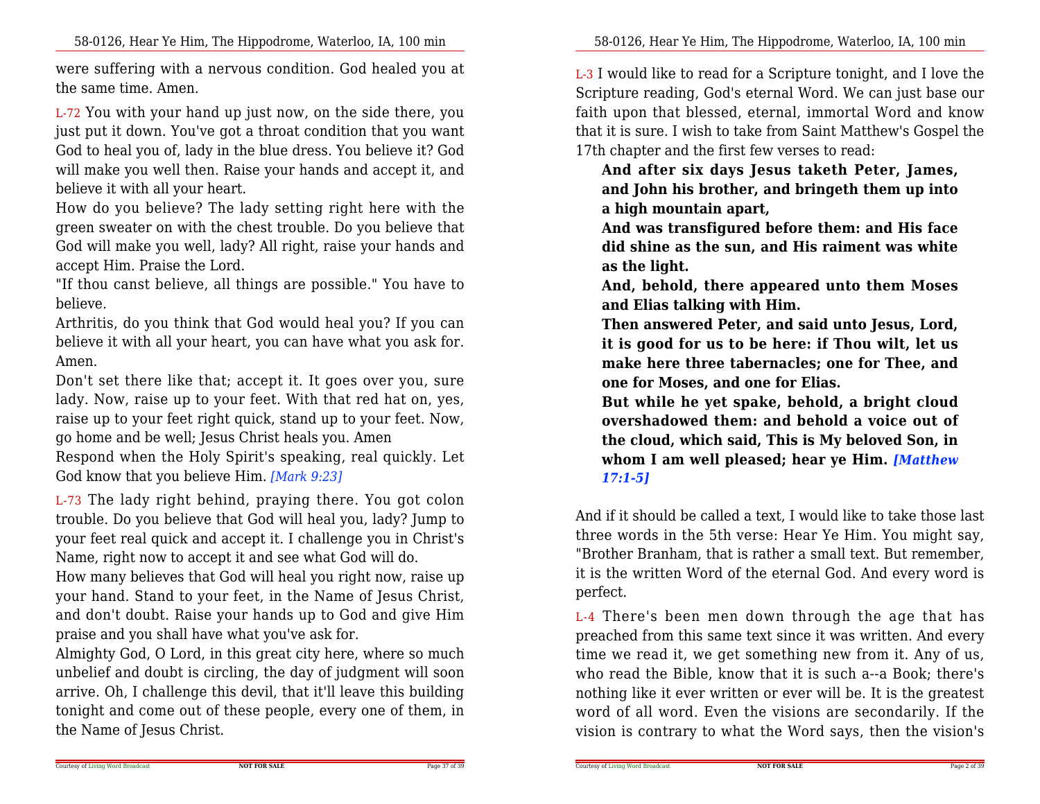were suffering with a nervous condition. God healed you at the same time. Amen.

L-72 You with your hand up just now, on the side there, you just put it down. You've got a throat condition that you want God to heal you of, lady in the blue dress. You believe it? God will make you well then. Raise your hands and accept it, and believe it with all your heart.

How do you believe? The lady setting right here with the green sweater on with the chest trouble. Do you believe that God will make you well, lady? All right, raise your hands and accept Him. Praise the Lord.

"If thou canst believe, all things are possible." You have to believe.

Arthritis, do you think that God would heal you? If you can believe it with all your heart, you can have what you ask for. Amen.

Don't set there like that; accept it. It goes over you, sure lady. Now, raise up to your feet. With that red hat on, yes, raise up to your feet right quick, stand up to your feet. Now, go home and be well; Jesus Christ heals you. Amen

Respond when the Holy Spirit's speaking, real quickly. Let God know that you believe Him. *[Mark 9:23]*

L-73 The lady right behind, praying there. You got colon trouble. Do you believe that God will heal you, lady? Jump to your feet real quick and accept it. I challenge you in Christ's Name, right now to accept it and see what God will do.

How many believes that God will heal you right now, raise up your hand. Stand to your feet, in the Name of Jesus Christ, and don't doubt. Raise your hands up to God and give Him praise and you shall have what you've ask for.

Almighty God, O Lord, in this great city here, where so much unbelief and doubt is circling, the day of judgment will soon arrive. Oh, I challenge this devil, that it'll leave this building tonight and come out of these people, every one of them, in the Name of Jesus Christ.

L-3 I would like to read for a Scripture tonight, and I love the Scripture reading, God's eternal Word. We can just base our faith upon that blessed, eternal, immortal Word and know that it is sure. I wish to take from Saint Matthew's Gospel the 17th chapter and the first few verses to read:

> **And after six days Jesus taketh Peter, James, and John his brother, and bringeth them up into a high mountain apart,**
>
> **And was transfigured before them: and His face did shine as the sun, and His raiment was white as the light.**
>
> **And, behold, there appeared unto them Moses and Elias talking with Him.**
>
> **Then answered Peter, and said unto Jesus, Lord, it is good for us to be here: if Thou wilt, let us make here three tabernacles; one for Thee, and one for Moses, and one for Elias.**
>
> **But while he yet spake, behold, a bright cloud overshadowed them: and behold a voice out of the cloud, which said, This is My beloved Son, in whom I am well pleased; hear ye Him.** ***[Matthew 17:1-5]***

And if it should be called a text, I would like to take those last three words in the 5th verse: Hear Ye Him. You might say, "Brother Branham, that is rather a small text. But remember, it is the written Word of the eternal God. And every word is perfect.

L-4 There's been men down through the age that has preached from this same text since it was written. And every time we read it, we get something new from it. Any of us, who read the Bible, know that it is such a--a Book; there's nothing like it ever written or ever will be. It is the greatest word of all word. Even the visions are secondarily. If the vision is contrary to what the Word says, then the vision's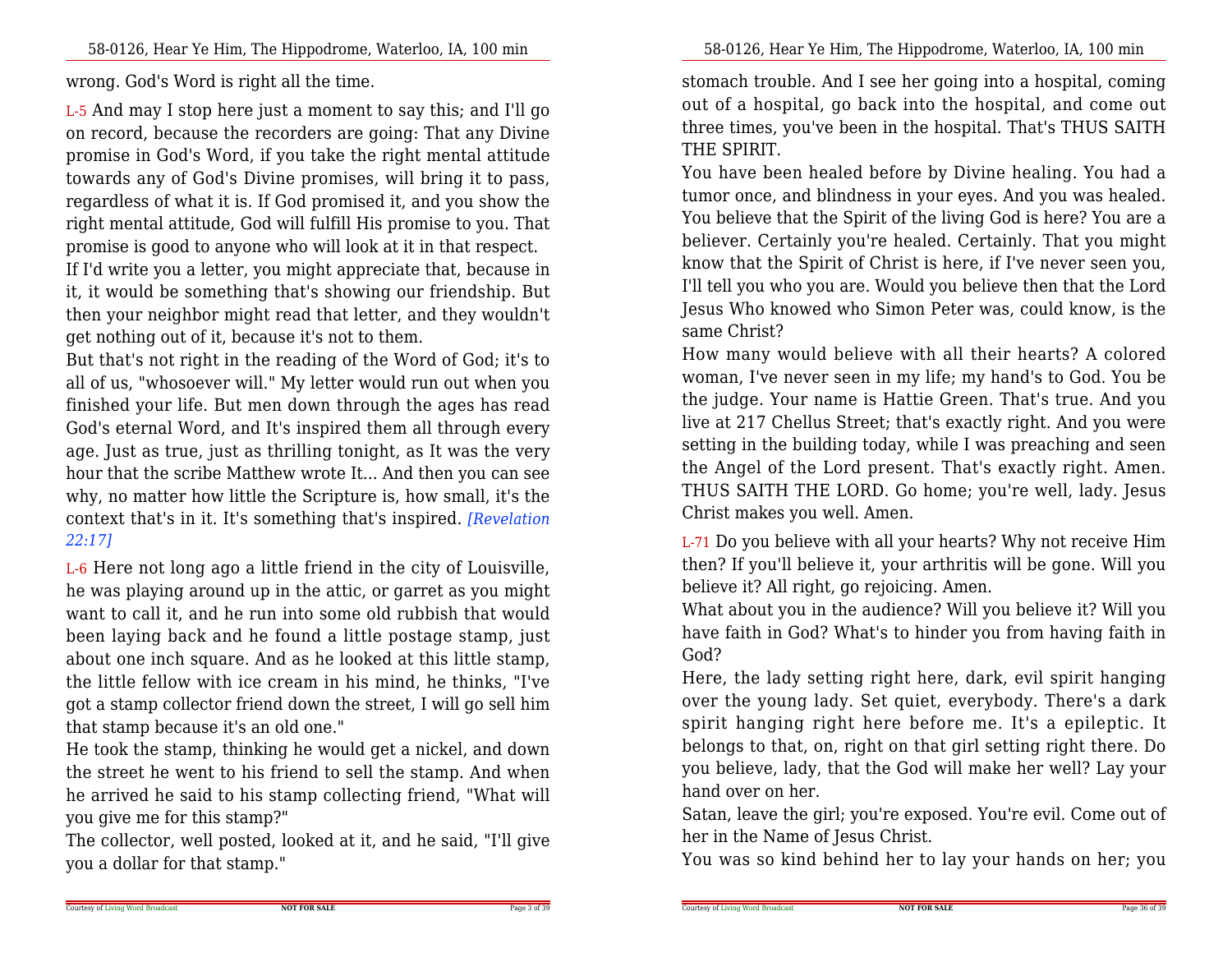wrong. God's Word is right all the time.

L-5 And may I stop here just a moment to say this; and I'll go on record, because the recorders are going: That any Divine promise in God's Word, if you take the right mental attitude towards any of God's Divine promises, will bring it to pass, regardless of what it is. If God promised it, and you show the right mental attitude, God will fulfill His promise to you. That promise is good to anyone who will look at it in that respect.

If I'd write you a letter, you might appreciate that, because in it, it would be something that's showing our friendship. But then your neighbor might read that letter, and they wouldn't get nothing out of it, because it's not to them.

But that's not right in the reading of the Word of God; it's to all of us, "whosoever will." My letter would run out when you finished your life. But men down through the ages has read God's eternal Word, and It's inspired them all through every age. Just as true, just as thrilling tonight, as It was the very hour that the scribe Matthew wrote It... And then you can see why, no matter how little the Scripture is, how small, it's the context that's in it. It's something that's inspired. *[Revelation 22:17]*

L-6 Here not long ago a little friend in the city of Louisville, he was playing around up in the attic, or garret as you might want to call it, and he run into some old rubbish that would been laying back and he found a little postage stamp, just about one inch square. And as he looked at this little stamp, the little fellow with ice cream in his mind, he thinks, "I've got a stamp collector friend down the street, I will go sell him that stamp because it's an old one."

He took the stamp, thinking he would get a nickel, and down the street he went to his friend to sell the stamp. And when he arrived he said to his stamp collecting friend, "What will you give me for this stamp?"

The collector, well posted, looked at it, and he said, "I'll give you a dollar for that stamp."

stomach trouble. And I see her going into a hospital, coming out of a hospital, go back into the hospital, and come out three times, you've been in the hospital. That's THUS SAITH THE SPIRIT.

You have been healed before by Divine healing. You had a tumor once, and blindness in your eyes. And you was healed. You believe that the Spirit of the living God is here? You are a believer. Certainly you're healed. Certainly. That you might know that the Spirit of Christ is here, if I've never seen you, I'll tell you who you are. Would you believe then that the Lord Jesus Who knowed who Simon Peter was, could know, is the same Christ?

How many would believe with all their hearts? A colored woman, I've never seen in my life; my hand's to God. You be the judge. Your name is Hattie Green. That's true. And you live at 217 Chellus Street; that's exactly right. And you were setting in the building today, while I was preaching and seen the Angel of the Lord present. That's exactly right. Amen. THUS SAITH THE LORD. Go home; you're well, lady. Jesus Christ makes you well. Amen.

L-71 Do you believe with all your hearts? Why not receive Him then? If you'll believe it, your arthritis will be gone. Will you believe it? All right, go rejoicing. Amen.

What about you in the audience? Will you believe it? Will you have faith in God? What's to hinder you from having faith in God?

Here, the lady setting right here, dark, evil spirit hanging over the young lady. Set quiet, everybody. There's a dark spirit hanging right here before me. It's a epileptic. It belongs to that, on, right on that girl setting right there. Do you believe, lady, that the God will make her well? Lay your hand over on her.

Satan, leave the girl; you're exposed. You're evil. Come out of her in the Name of Jesus Christ.

You was so kind behind her to lay your hands on her; you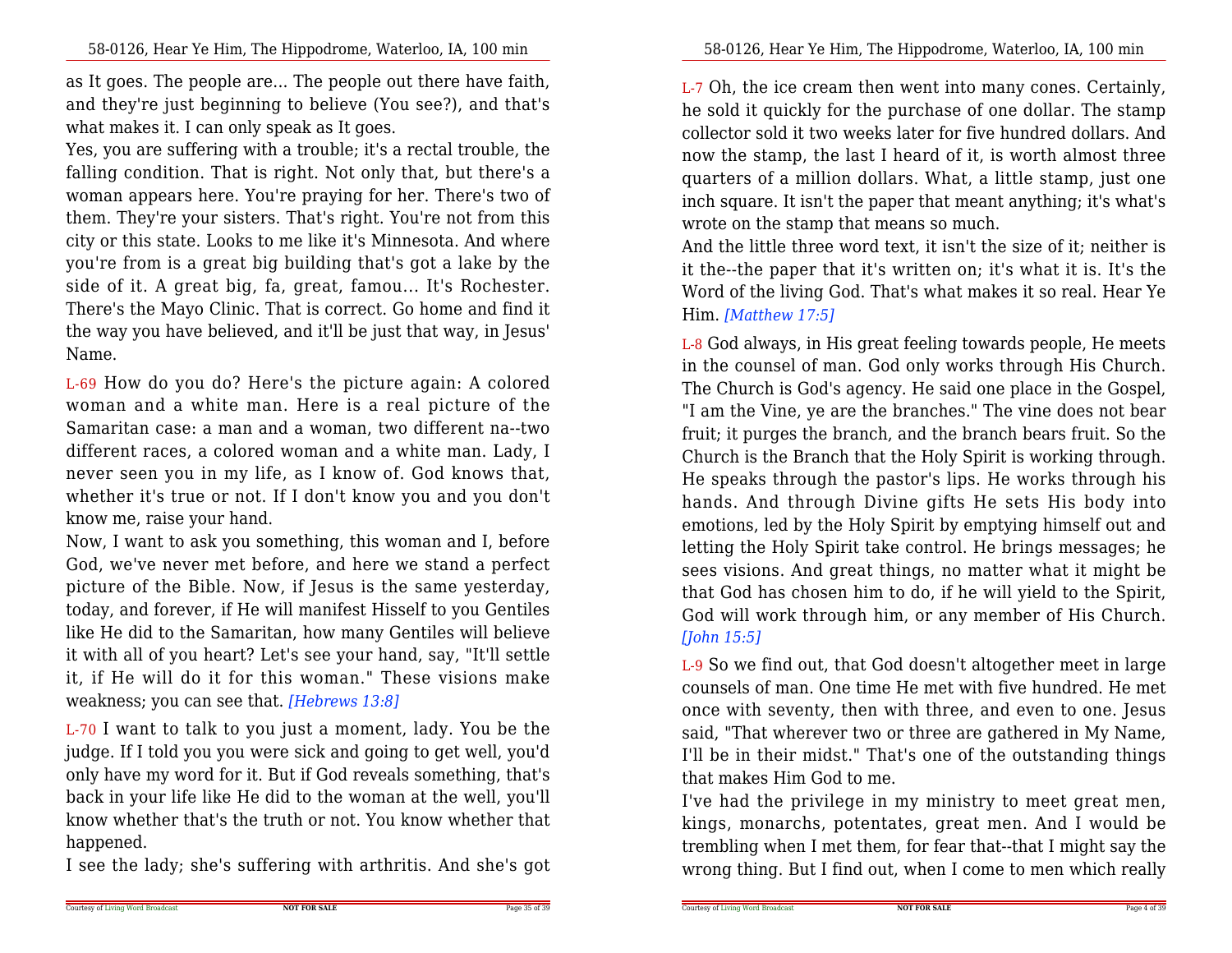as It goes. The people are... The people out there have faith, and they're just beginning to believe (You see?), and that's what makes it. I can only speak as It goes.

Yes, you are suffering with a trouble; it's a rectal trouble, the falling condition. That is right. Not only that, but there's a woman appears here. You're praying for her. There's two of them. They're your sisters. That's right. You're not from this city or this state. Looks to me like it's Minnesota. And where you're from is a great big building that's got a lake by the side of it. A great big, fa, great, famou... It's Rochester. There's the Mayo Clinic. That is correct. Go home and find it the way you have believed, and it'll be just that way, in Jesus' Name.

L-69 How do you do? Here's the picture again: A colored woman and a white man. Here is a real picture of the Samaritan case: a man and a woman, two different na--two different races, a colored woman and a white man. Lady, I never seen you in my life, as I know of. God knows that, whether it's true or not. If I don't know you and you don't know me, raise your hand.

Now, I want to ask you something, this woman and I, before God, we've never met before, and here we stand a perfect picture of the Bible. Now, if Jesus is the same yesterday, today, and forever, if He will manifest Hisself to you Gentiles like He did to the Samaritan, how many Gentiles will believe it with all of you heart? Let's see your hand, say, "It'll settle it, if He will do it for this woman." These visions make weakness; you can see that. *[Hebrews 13:8]*

L-70 I want to talk to you just a moment, lady. You be the judge. If I told you you were sick and going to get well, you'd only have my word for it. But if God reveals something, that's back in your life like He did to the woman at the well, you'll know whether that's the truth or not. You know whether that happened.

I see the lady; she's suffering with arthritis. And she's got

L-7 Oh, the ice cream then went into many cones. Certainly, he sold it quickly for the purchase of one dollar. The stamp collector sold it two weeks later for five hundred dollars. And now the stamp, the last I heard of it, is worth almost three quarters of a million dollars. What, a little stamp, just one inch square. It isn't the paper that meant anything; it's what's wrote on the stamp that means so much.

And the little three word text, it isn't the size of it; neither is it the--the paper that it's written on; it's what it is. It's the Word of the living God. That's what makes it so real. Hear Ye Him. *[Matthew 17:5]*

L-8 God always, in His great feeling towards people, He meets in the counsel of man. God only works through His Church. The Church is God's agency. He said one place in the Gospel, "I am the Vine, ye are the branches." The vine does not bear fruit; it purges the branch, and the branch bears fruit. So the Church is the Branch that the Holy Spirit is working through. He speaks through the pastor's lips. He works through his hands. And through Divine gifts He sets His body into emotions, led by the Holy Spirit by emptying himself out and letting the Holy Spirit take control. He brings messages; he sees visions. And great things, no matter what it might be that God has chosen him to do, if he will yield to the Spirit, God will work through him, or any member of His Church. *[John 15:5]*

L-9 So we find out, that God doesn't altogether meet in large counsels of man. One time He met with five hundred. He met once with seventy, then with three, and even to one. Jesus said, "That wherever two or three are gathered in My Name, I'll be in their midst." That's one of the outstanding things that makes Him God to me.

I've had the privilege in my ministry to meet great men, kings, monarchs, potentates, great men. And I would be trembling when I met them, for fear that--that I might say the wrong thing. But I find out, when I come to men which really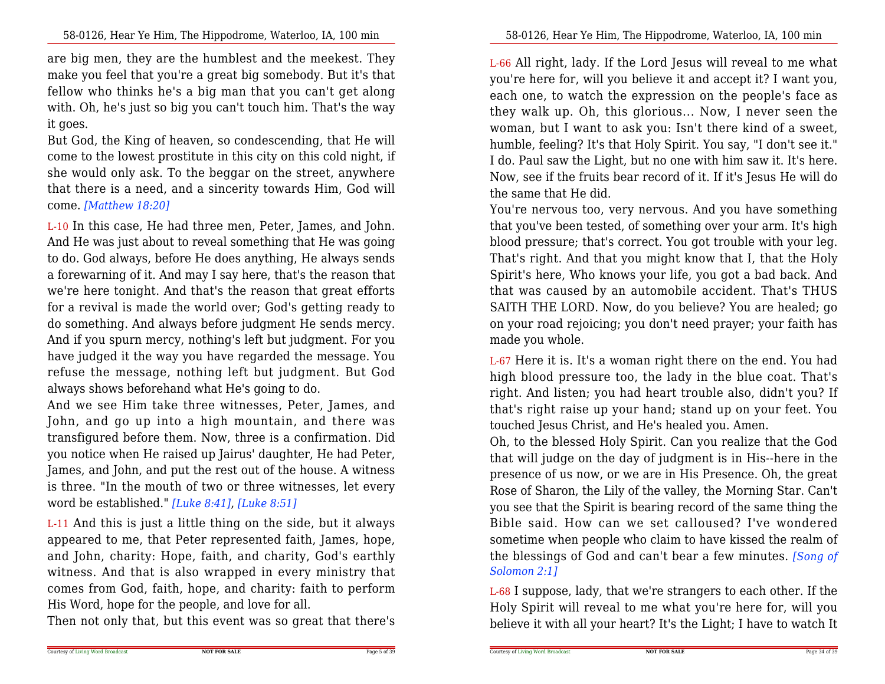are big men, they are the humblest and the meekest. They make you feel that you're a great big somebody. But it's that fellow who thinks he's a big man that you can't get along with. Oh, he's just so big you can't touch him. That's the way it goes.

But God, the King of heaven, so condescending, that He will come to the lowest prostitute in this city on this cold night, if she would only ask. To the beggar on the street, anywhere that there is a need, and a sincerity towards Him, God will come. *[Matthew 18:20]*

L-10 In this case, He had three men, Peter, James, and John. And He was just about to reveal something that He was going to do. God always, before He does anything, He always sends a forewarning of it. And may I say here, that's the reason that we're here tonight. And that's the reason that great efforts for a revival is made the world over; God's getting ready to do something. And always before judgment He sends mercy. And if you spurn mercy, nothing's left but judgment. For you have judged it the way you have regarded the message. You refuse the message, nothing left but judgment. But God always shows beforehand what He's going to do.

And we see Him take three witnesses, Peter, James, and John, and go up into a high mountain, and there was transfigured before them. Now, three is a confirmation. Did you notice when He raised up Jairus' daughter, He had Peter, James, and John, and put the rest out of the house. A witness is three. "In the mouth of two or three witnesses, let every word be established." *[Luke 8:41]*, *[Luke 8:51]*

L-11 And this is just a little thing on the side, but it always appeared to me, that Peter represented faith, James, hope, and John, charity: Hope, faith, and charity, God's earthly witness. And that is also wrapped in every ministry that comes from God, faith, hope, and charity: faith to perform His Word, hope for the people, and love for all.

Then not only that, but this event was so great that there's

L-66 All right, lady. If the Lord Jesus will reveal to me what you're here for, will you believe it and accept it? I want you, each one, to watch the expression on the people's face as they walk up. Oh, this glorious... Now, I never seen the woman, but I want to ask you: Isn't there kind of a sweet, humble, feeling? It's that Holy Spirit. You say, "I don't see it." I do. Paul saw the Light, but no one with him saw it. It's here. Now, see if the fruits bear record of it. If it's Jesus He will do the same that He did.

You're nervous too, very nervous. And you have something that you've been tested, of something over your arm. It's high blood pressure; that's correct. You got trouble with your leg. That's right. And that you might know that I, that the Holy Spirit's here, Who knows your life, you got a bad back. And that was caused by an automobile accident. That's THUS SAITH THE LORD. Now, do you believe? You are healed; go on your road rejoicing; you don't need prayer; your faith has made you whole.

L-67 Here it is. It's a woman right there on the end. You had high blood pressure too, the lady in the blue coat. That's right. And listen; you had heart trouble also, didn't you? If that's right raise up your hand; stand up on your feet. You touched Jesus Christ, and He's healed you. Amen.

Oh, to the blessed Holy Spirit. Can you realize that the God that will judge on the day of judgment is in His--here in the presence of us now, or we are in His Presence. Oh, the great Rose of Sharon, the Lily of the valley, the Morning Star. Can't you see that the Spirit is bearing record of the same thing the Bible said. How can we set calloused? I've wondered sometime when people who claim to have kissed the realm of the blessings of God and can't bear a few minutes. *[Song of Solomon 2:1]*

L-68 I suppose, lady, that we're strangers to each other. If the Holy Spirit will reveal to me what you're here for, will you believe it with all your heart? It's the Light; I have to watch It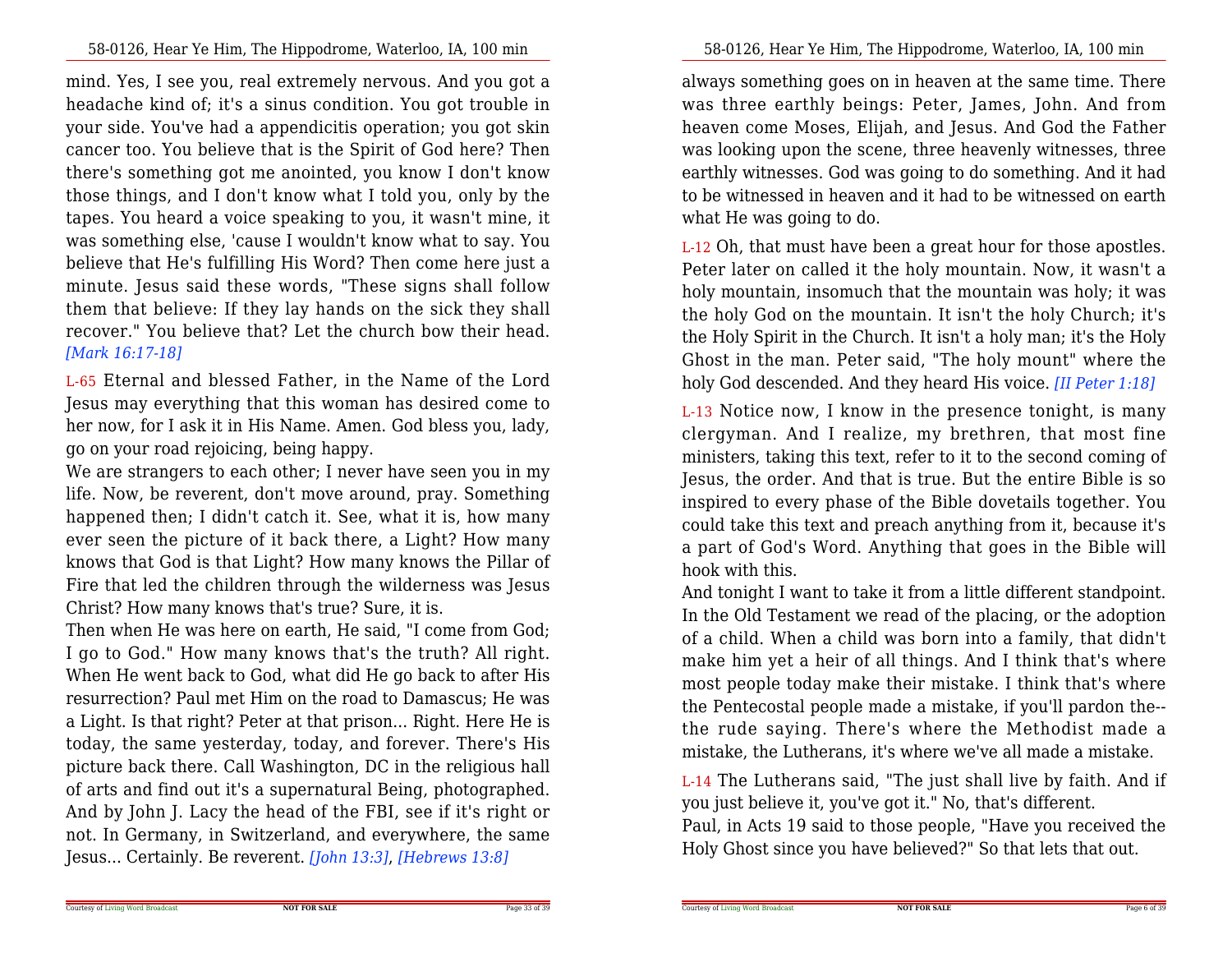mind. Yes, I see you, real extremely nervous. And you got a headache kind of; it's a sinus condition. You got trouble in your side. You've had a appendicitis operation; you got skin cancer too. You believe that is the Spirit of God here? Then there's something got me anointed, you know I don't know those things, and I don't know what I told you, only by the tapes. You heard a voice speaking to you, it wasn't mine, it was something else, 'cause I wouldn't know what to say. You believe that He's fulfilling His Word? Then come here just a minute. Jesus said these words, "These signs shall follow them that believe: If they lay hands on the sick they shall recover." You believe that? Let the church bow their head. *[Mark 16:17-18]*

L-65 Eternal and blessed Father, in the Name of the Lord Jesus may everything that this woman has desired come to her now, for I ask it in His Name. Amen. God bless you, lady, go on your road rejoicing, being happy.

We are strangers to each other; I never have seen you in my life. Now, be reverent, don't move around, pray. Something happened then; I didn't catch it. See, what it is, how many ever seen the picture of it back there, a Light? How many knows that God is that Light? How many knows the Pillar of Fire that led the children through the wilderness was Jesus Christ? How many knows that's true? Sure, it is.

Then when He was here on earth, He said, "I come from God; I go to God." How many knows that's the truth? All right. When He went back to God, what did He go back to after His resurrection? Paul met Him on the road to Damascus; He was a Light. Is that right? Peter at that prison... Right. Here He is today, the same yesterday, today, and forever. There's His picture back there. Call Washington, DC in the religious hall of arts and find out it's a supernatural Being, photographed. And by John J. Lacy the head of the FBI, see if it's right or not. In Germany, in Switzerland, and everywhere, the same Jesus... Certainly. Be reverent. *[John 13:3]*, *[Hebrews 13:8]*

always something goes on in heaven at the same time. There was three earthly beings: Peter, James, John. And from heaven come Moses, Elijah, and Jesus. And God the Father was looking upon the scene, three heavenly witnesses, three earthly witnesses. God was going to do something. And it had to be witnessed in heaven and it had to be witnessed on earth what He was going to do.

L-12 Oh, that must have been a great hour for those apostles. Peter later on called it the holy mountain. Now, it wasn't a holy mountain, insomuch that the mountain was holy; it was the holy God on the mountain. It isn't the holy Church; it's the Holy Spirit in the Church. It isn't a holy man; it's the Holy Ghost in the man. Peter said, "The holy mount" where the holy God descended. And they heard His voice. *[II Peter 1:18]*

L-13 Notice now, I know in the presence tonight, is many clergyman. And I realize, my brethren, that most fine ministers, taking this text, refer to it to the second coming of Jesus, the order. And that is true. But the entire Bible is so inspired to every phase of the Bible dovetails together. You could take this text and preach anything from it, because it's a part of God's Word. Anything that goes in the Bible will hook with this.

And tonight I want to take it from a little different standpoint. In the Old Testament we read of the placing, or the adoption of a child. When a child was born into a family, that didn't make him yet a heir of all things. And I think that's where most people today make their mistake. I think that's where the Pentecostal people made a mistake, if you'll pardon the--the rude saying. There's where the Methodist made a mistake, the Lutherans, it's where we've all made a mistake.

L-14 The Lutherans said, "The just shall live by faith. And if you just believe it, you've got it." No, that's different.

Paul, in Acts 19 said to those people, "Have you received the Holy Ghost since you have believed?" So that lets that out.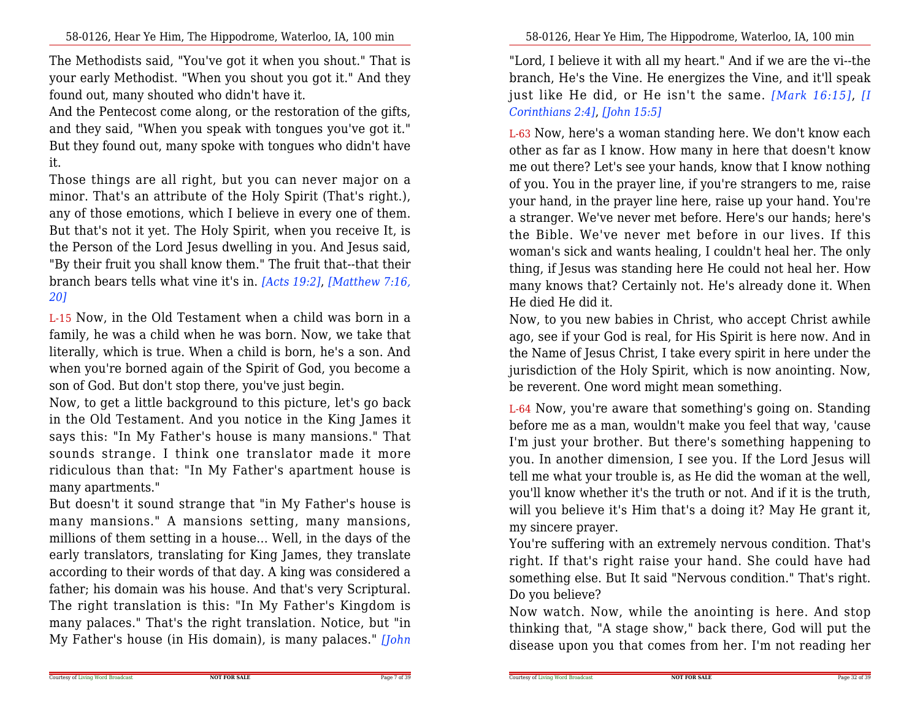The Methodists said, "You've got it when you shout." That is your early Methodist. "When you shout you got it." And they found out, many shouted who didn't have it.

And the Pentecost come along, or the restoration of the gifts, and they said, "When you speak with tongues you've got it." But they found out, many spoke with tongues who didn't have it.

Those things are all right, but you can never major on a minor. That's an attribute of the Holy Spirit (That's right.), any of those emotions, which I believe in every one of them. But that's not it yet. The Holy Spirit, when you receive It, is the Person of the Lord Jesus dwelling in you. And Jesus said, "By their fruit you shall know them." The fruit that--that their branch bears tells what vine it's in. *[Acts 19:2]*, *[Matthew 7:16, 20]*

L-15 Now, in the Old Testament when a child was born in a family, he was a child when he was born. Now, we take that literally, which is true. When a child is born, he's a son. And when you're borned again of the Spirit of God, you become a son of God. But don't stop there, you've just begin.

Now, to get a little background to this picture, let's go back in the Old Testament. And you notice in the King James it says this: "In My Father's house is many mansions." That sounds strange. I think one translator made it more ridiculous than that: "In My Father's apartment house is many apartments."

But doesn't it sound strange that "in My Father's house is many mansions." A mansions setting, many mansions, millions of them setting in a house... Well, in the days of the early translators, translating for King James, they translate according to their words of that day. A king was considered a father; his domain was his house. And that's very Scriptural. The right translation is this: "In My Father's Kingdom is many palaces." That's the right translation. Notice, but "in My Father's house (in His domain), is many palaces." *[John*

"Lord, I believe it with all my heart." And if we are the vi--the branch, He's the Vine. He energizes the Vine, and it'll speak just like He did, or He isn't the same. *[Mark 16:15]*, *[I Corinthians 2:4]*, *[John 15:5]*

L-63 Now, here's a woman standing here. We don't know each other as far as I know. How many in here that doesn't know me out there? Let's see your hands, know that I know nothing of you. You in the prayer line, if you're strangers to me, raise your hand, in the prayer line here, raise up your hand. You're a stranger. We've never met before. Here's our hands; here's the Bible. We've never met before in our lives. If this woman's sick and wants healing, I couldn't heal her. The only thing, if Jesus was standing here He could not heal her. How many knows that? Certainly not. He's already done it. When He died He did it.

Now, to you new babies in Christ, who accept Christ awhile ago, see if your God is real, for His Spirit is here now. And in the Name of Jesus Christ, I take every spirit in here under the jurisdiction of the Holy Spirit, which is now anointing. Now, be reverent. One word might mean something.

L-64 Now, you're aware that something's going on. Standing before me as a man, wouldn't make you feel that way, 'cause I'm just your brother. But there's something happening to you. In another dimension, I see you. If the Lord Jesus will tell me what your trouble is, as He did the woman at the well, you'll know whether it's the truth or not. And if it is the truth, will you believe it's Him that's a doing it? May He grant it, my sincere prayer.

You're suffering with an extremely nervous condition. That's right. If that's right raise your hand. She could have had something else. But It said "Nervous condition." That's right. Do you believe?

Now watch. Now, while the anointing is here. And stop thinking that, "A stage show," back there, God will put the disease upon you that comes from her. I'm not reading her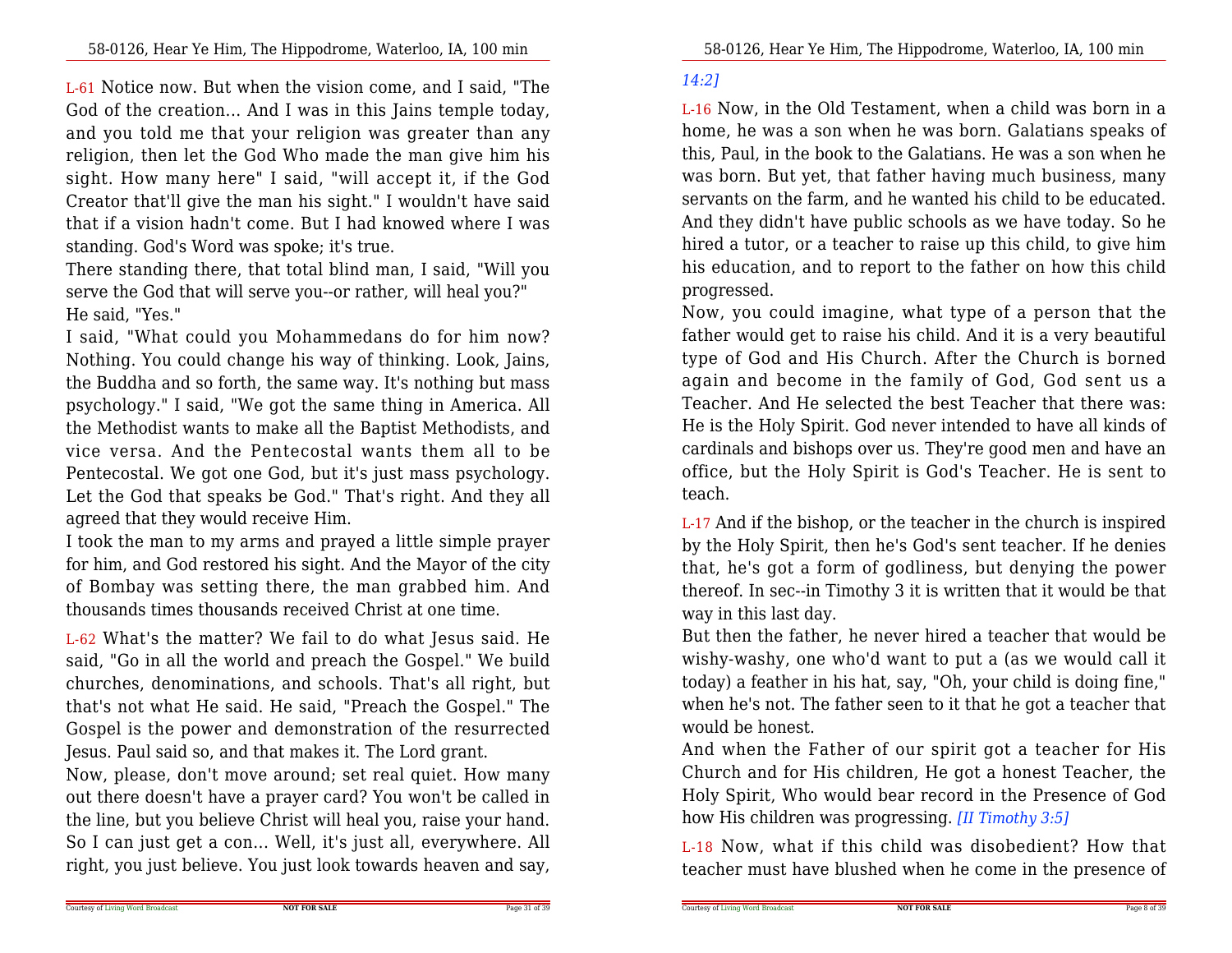L-61 Notice now. But when the vision come, and I said, "The God of the creation... And I was in this Jains temple today, and you told me that your religion was greater than any religion, then let the God Who made the man give him his sight. How many here" I said, "will accept it, if the God Creator that'll give the man his sight." I wouldn't have said that if a vision hadn't come. But I had knowed where I was standing. God's Word was spoke; it's true.

There standing there, that total blind man, I said, "Will you serve the God that will serve you--or rather, will heal you?" He said, "Yes."

I said, "What could you Mohammedans do for him now? Nothing. You could change his way of thinking. Look, Jains, the Buddha and so forth, the same way. It's nothing but mass psychology." I said, "We got the same thing in America. All the Methodist wants to make all the Baptist Methodists, and vice versa. And the Pentecostal wants them all to be Pentecostal. We got one God, but it's just mass psychology. Let the God that speaks be God." That's right. And they all agreed that they would receive Him.

I took the man to my arms and prayed a little simple prayer for him, and God restored his sight. And the Mayor of the city of Bombay was setting there, the man grabbed him. And thousands times thousands received Christ at one time.

L-62 What's the matter? We fail to do what Jesus said. He said, "Go in all the world and preach the Gospel." We build churches, denominations, and schools. That's all right, but that's not what He said. He said, "Preach the Gospel." The Gospel is the power and demonstration of the resurrected Jesus. Paul said so, and that makes it. The Lord grant.

Now, please, don't move around; set real quiet. How many out there doesn't have a prayer card? You won't be called in the line, but you believe Christ will heal you, raise your hand. So I can just get a con... Well, it's just all, everywhere. All right, you just believe. You just look towards heaven and say,

*14:2]*

L-16 Now, in the Old Testament, when a child was born in a home, he was a son when he was born. Galatians speaks of this, Paul, in the book to the Galatians. He was a son when he was born. But yet, that father having much business, many servants on the farm, and he wanted his child to be educated. And they didn't have public schools as we have today. So he hired a tutor, or a teacher to raise up this child, to give him his education, and to report to the father on how this child progressed.

Now, you could imagine, what type of a person that the father would get to raise his child. And it is a very beautiful type of God and His Church. After the Church is borned again and become in the family of God, God sent us a Teacher. And He selected the best Teacher that there was: He is the Holy Spirit. God never intended to have all kinds of cardinals and bishops over us. They're good men and have an office, but the Holy Spirit is God's Teacher. He is sent to teach.

L-17 And if the bishop, or the teacher in the church is inspired by the Holy Spirit, then he's God's sent teacher. If he denies that, he's got a form of godliness, but denying the power thereof. In sec--in Timothy 3 it is written that it would be that way in this last day.

But then the father, he never hired a teacher that would be wishy-washy, one who'd want to put a (as we would call it today) a feather in his hat, say, "Oh, your child is doing fine," when he's not. The father seen to it that he got a teacher that would be honest.

And when the Father of our spirit got a teacher for His Church and for His children, He got a honest Teacher, the Holy Spirit, Who would bear record in the Presence of God how His children was progressing. *[II Timothy 3:5]*

L-18 Now, what if this child was disobedient? How that teacher must have blushed when he come in the presence of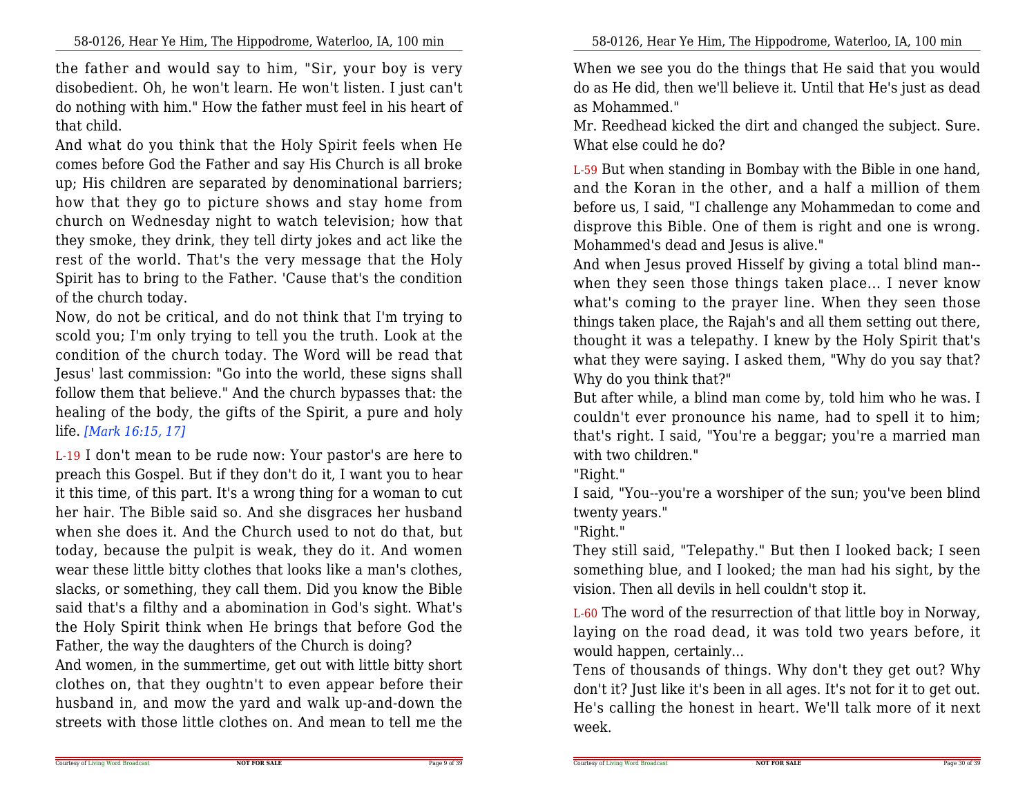the father and would say to him, "Sir, your boy is very disobedient. Oh, he won't learn. He won't listen. I just can't do nothing with him." How the father must feel in his heart of that child.

And what do you think that the Holy Spirit feels when He comes before God the Father and say His Church is all broke up; His children are separated by denominational barriers; how that they go to picture shows and stay home from church on Wednesday night to watch television; how that they smoke, they drink, they tell dirty jokes and act like the rest of the world. That's the very message that the Holy Spirit has to bring to the Father. 'Cause that's the condition of the church today.

Now, do not be critical, and do not think that I'm trying to scold you; I'm only trying to tell you the truth. Look at the condition of the church today. The Word will be read that Jesus' last commission: "Go into the world, these signs shall follow them that believe." And the church bypasses that: the healing of the body, the gifts of the Spirit, a pure and holy life. *[Mark 16:15, 17]*

L-19 I don't mean to be rude now: Your pastor's are here to preach this Gospel. But if they don't do it, I want you to hear it this time, of this part. It's a wrong thing for a woman to cut her hair. The Bible said so. And she disgraces her husband when she does it. And the Church used to not do that, but today, because the pulpit is weak, they do it. And women wear these little bitty clothes that looks like a man's clothes, slacks, or something, they call them. Did you know the Bible said that's a filthy and a abomination in God's sight. What's the Holy Spirit think when He brings that before God the Father, the way the daughters of the Church is doing?

And women, in the summertime, get out with little bitty short clothes on, that they oughtn't to even appear before their husband in, and mow the yard and walk up-and-down the streets with those little clothes on. And mean to tell me the

When we see you do the things that He said that you would do as He did, then we'll believe it. Until that He's just as dead as Mohammed."

Mr. Reedhead kicked the dirt and changed the subject. Sure. What else could he do?

L-59 But when standing in Bombay with the Bible in one hand, and the Koran in the other, and a half a million of them before us, I said, "I challenge any Mohammedan to come and disprove this Bible. One of them is right and one is wrong. Mohammed's dead and Jesus is alive."

And when Jesus proved Hisself by giving a total blind man--when they seen those things taken place... I never know what's coming to the prayer line. When they seen those things taken place, the Rajah's and all them setting out there, thought it was a telepathy. I knew by the Holy Spirit that's what they were saying. I asked them, "Why do you say that? Why do you think that?"

But after while, a blind man come by, told him who he was. I couldn't ever pronounce his name, had to spell it to him; that's right. I said, "You're a beggar; you're a married man with two children."

"Right."

I said, "You--you're a worshiper of the sun; you've been blind twenty years."

"Right."

They still said, "Telepathy." But then I looked back; I seen something blue, and I looked; the man had his sight, by the vision. Then all devils in hell couldn't stop it.

L-60 The word of the resurrection of that little boy in Norway, laying on the road dead, it was told two years before, it would happen, certainly...

Tens of thousands of things. Why don't they get out? Why don't it? Just like it's been in all ages. It's not for it to get out. He's calling the honest in heart. We'll talk more of it next week.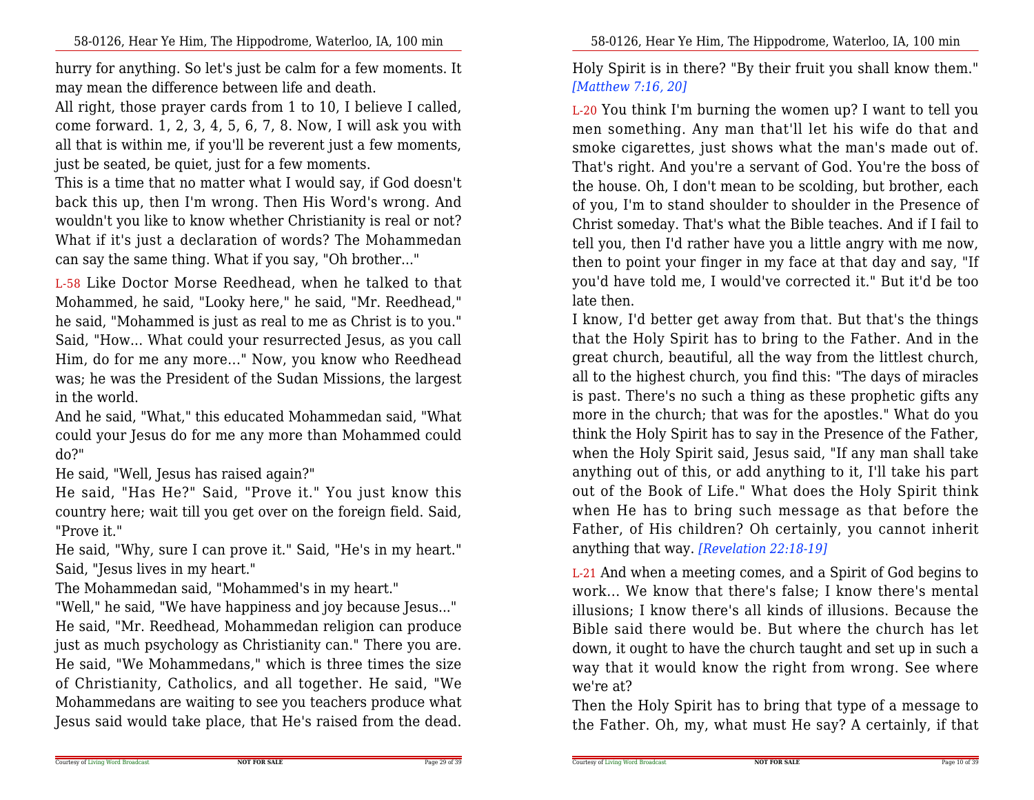hurry for anything. So let's just be calm for a few moments. It may mean the difference between life and death.

All right, those prayer cards from 1 to 10, I believe I called, come forward. 1, 2, 3, 4, 5, 6, 7, 8. Now, I will ask you with all that is within me, if you'll be reverent just a few moments, just be seated, be quiet, just for a few moments.

This is a time that no matter what I would say, if God doesn't back this up, then I'm wrong. Then His Word's wrong. And wouldn't you like to know whether Christianity is real or not? What if it's just a declaration of words? The Mohammedan can say the same thing. What if you say, "Oh brother..."

L-58 Like Doctor Morse Reedhead, when he talked to that Mohammed, he said, "Looky here," he said, "Mr. Reedhead," he said, "Mohammed is just as real to me as Christ is to you." Said, "How... What could your resurrected Jesus, as you call Him, do for me any more..." Now, you know who Reedhead was; he was the President of the Sudan Missions, the largest in the world.

And he said, "What," this educated Mohammedan said, "What could your Jesus do for me any more than Mohammed could do?"

He said, "Well, Jesus has raised again?"

He said, "Has He?" Said, "Prove it." You just know this country here; wait till you get over on the foreign field. Said, "Prove it."

He said, "Why, sure I can prove it." Said, "He's in my heart." Said, "Jesus lives in my heart."

The Mohammedan said, "Mohammed's in my heart."

"Well," he said, "We have happiness and joy because Jesus..."

He said, "Mr. Reedhead, Mohammedan religion can produce just as much psychology as Christianity can." There you are. He said, "We Mohammedans," which is three times the size of Christianity, Catholics, and all together. He said, "We Mohammedans are waiting to see you teachers produce what Jesus said would take place, that He's raised from the dead.

Holy Spirit is in there? "By their fruit you shall know them." *[Matthew 7:16, 20]*

L-20 You think I'm burning the women up? I want to tell you men something. Any man that'll let his wife do that and smoke cigarettes, just shows what the man's made out of. That's right. And you're a servant of God. You're the boss of the house. Oh, I don't mean to be scolding, but brother, each of you, I'm to stand shoulder to shoulder in the Presence of Christ someday. That's what the Bible teaches. And if I fail to tell you, then I'd rather have you a little angry with me now, then to point your finger in my face at that day and say, "If you'd have told me, I would've corrected it." But it'd be too late then.

I know, I'd better get away from that. But that's the things that the Holy Spirit has to bring to the Father. And in the great church, beautiful, all the way from the littlest church, all to the highest church, you find this: "The days of miracles is past. There's no such a thing as these prophetic gifts any more in the church; that was for the apostles." What do you think the Holy Spirit has to say in the Presence of the Father, when the Holy Spirit said, Jesus said, "If any man shall take anything out of this, or add anything to it, I'll take his part out of the Book of Life." What does the Holy Spirit think when He has to bring such message as that before the Father, of His children? Oh certainly, you cannot inherit anything that way. *[Revelation 22:18-19]*

L-21 And when a meeting comes, and a Spirit of God begins to work... We know that there's false; I know there's mental illusions; I know there's all kinds of illusions. Because the Bible said there would be. But where the church has let down, it ought to have the church taught and set up in such a way that it would know the right from wrong. See where we're at?

Then the Holy Spirit has to bring that type of a message to the Father. Oh, my, what must He say? A certainly, if that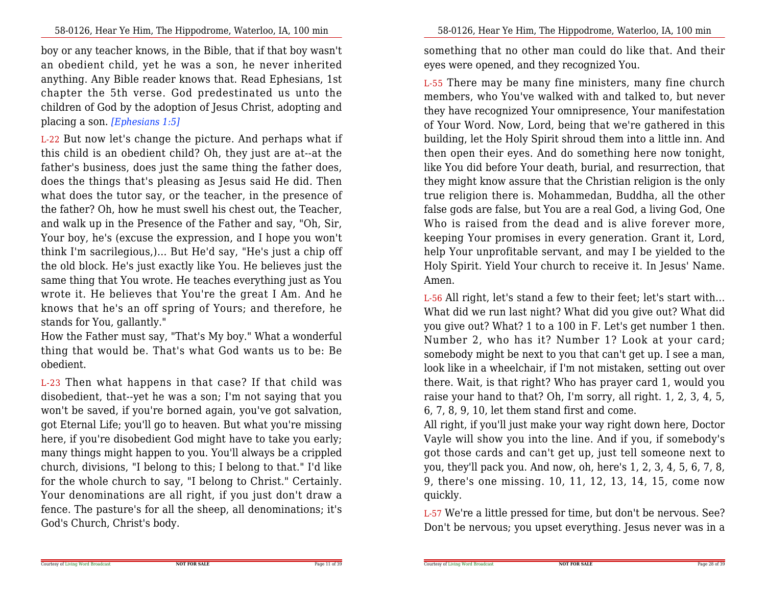boy or any teacher knows, in the Bible, that if that boy wasn't an obedient child, yet he was a son, he never inherited anything. Any Bible reader knows that. Read Ephesians, 1st chapter the 5th verse. God predestinated us unto the children of God by the adoption of Jesus Christ, adopting and placing a son. *[Ephesians 1:5]*

L-22 But now let's change the picture. And perhaps what if this child is an obedient child? Oh, they just are at--at the father's business, does just the same thing the father does, does the things that's pleasing as Jesus said He did. Then what does the tutor say, or the teacher, in the presence of the father? Oh, how he must swell his chest out, the Teacher, and walk up in the Presence of the Father and say, "Oh, Sir, Your boy, he's (excuse the expression, and I hope you won't think I'm sacrilegious,)... But He'd say, "He's just a chip off the old block. He's just exactly like You. He believes just the same thing that You wrote. He teaches everything just as You wrote it. He believes that You're the great I Am. And he knows that he's an off spring of Yours; and therefore, he stands for You, gallantly."

How the Father must say, "That's My boy." What a wonderful thing that would be. That's what God wants us to be: Be obedient.

L-23 Then what happens in that case? If that child was disobedient, that--yet he was a son; I'm not saying that you won't be saved, if you're borned again, you've got salvation, got Eternal Life; you'll go to heaven. But what you're missing here, if you're disobedient God might have to take you early; many things might happen to you. You'll always be a crippled church, divisions, "I belong to this; I belong to that." I'd like for the whole church to say, "I belong to Christ." Certainly. Your denominations are all right, if you just don't draw a fence. The pasture's for all the sheep, all denominations; it's God's Church, Christ's body.

something that no other man could do like that. And their eyes were opened, and they recognized You.

L-55 There may be many fine ministers, many fine church members, who You've walked with and talked to, but never they have recognized Your omnipresence, Your manifestation of Your Word. Now, Lord, being that we're gathered in this building, let the Holy Spirit shroud them into a little inn. And then open their eyes. And do something here now tonight, like You did before Your death, burial, and resurrection, that they might know assure that the Christian religion is the only true religion there is. Mohammedan, Buddha, all the other false gods are false, but You are a real God, a living God, One Who is raised from the dead and is alive forever more, keeping Your promises in every generation. Grant it, Lord, help Your unprofitable servant, and may I be yielded to the Holy Spirit. Yield Your church to receive it. In Jesus' Name. Amen.

L-56 All right, let's stand a few to their feet; let's start with... What did we run last night? What did you give out? What did you give out? What? 1 to a 100 in F. Let's get number 1 then. Number 2, who has it? Number 1? Look at your card; somebody might be next to you that can't get up. I see a man, look like in a wheelchair, if I'm not mistaken, setting out over there. Wait, is that right? Who has prayer card 1, would you raise your hand to that? Oh, I'm sorry, all right. 1, 2, 3, 4, 5, 6, 7, 8, 9, 10, let them stand first and come.

All right, if you'll just make your way right down here, Doctor Vayle will show you into the line. And if you, if somebody's got those cards and can't get up, just tell someone next to you, they'll pack you. And now, oh, here's 1, 2, 3, 4, 5, 6, 7, 8, 9, there's one missing. 10, 11, 12, 13, 14, 15, come now quickly.

L-57 We're a little pressed for time, but don't be nervous. See? Don't be nervous; you upset everything. Jesus never was in a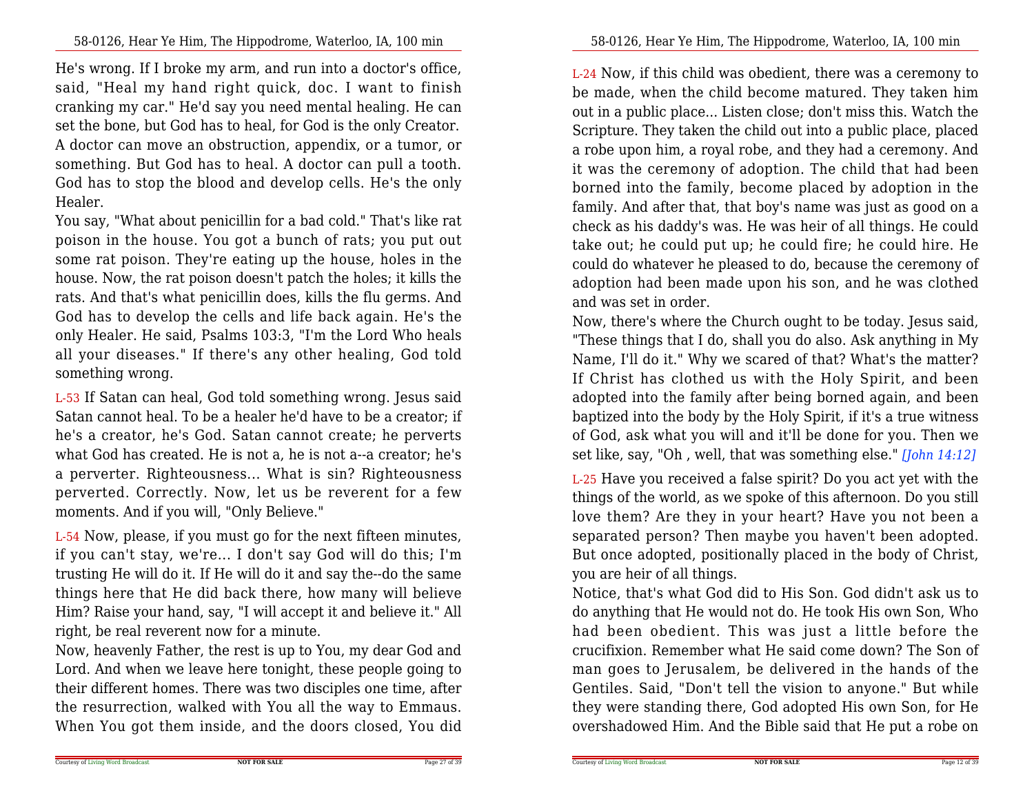He's wrong. If I broke my arm, and run into a doctor's office, said, "Heal my hand right quick, doc. I want to finish cranking my car." He'd say you need mental healing. He can set the bone, but God has to heal, for God is the only Creator. A doctor can move an obstruction, appendix, or a tumor, or something. But God has to heal. A doctor can pull a tooth. God has to stop the blood and develop cells. He's the only Healer.

You say, "What about penicillin for a bad cold." That's like rat poison in the house. You got a bunch of rats; you put out some rat poison. They're eating up the house, holes in the house. Now, the rat poison doesn't patch the holes; it kills the rats. And that's what penicillin does, kills the flu germs. And God has to develop the cells and life back again. He's the only Healer. He said, Psalms 103:3, "I'm the Lord Who heals all your diseases." If there's any other healing, God told something wrong.

L-53 If Satan can heal, God told something wrong. Jesus said Satan cannot heal. To be a healer he'd have to be a creator; if he's a creator, he's God. Satan cannot create; he perverts what God has created. He is not a, he is not a--a creator; he's a perverter. Righteousness... What is sin? Righteousness perverted. Correctly. Now, let us be reverent for a few moments. And if you will, "Only Believe."

L-54 Now, please, if you must go for the next fifteen minutes, if you can't stay, we're... I don't say God will do this; I'm trusting He will do it. If He will do it and say the--do the same things here that He did back there, how many will believe Him? Raise your hand, say, "I will accept it and believe it." All right, be real reverent now for a minute.

Now, heavenly Father, the rest is up to You, my dear God and Lord. And when we leave here tonight, these people going to their different homes. There was two disciples one time, after the resurrection, walked with You all the way to Emmaus. When You got them inside, and the doors closed, You did

L-24 Now, if this child was obedient, there was a ceremony to be made, when the child become matured. They taken him out in a public place... Listen close; don't miss this. Watch the Scripture. They taken the child out into a public place, placed a robe upon him, a royal robe, and they had a ceremony. And it was the ceremony of adoption. The child that had been borned into the family, become placed by adoption in the family. And after that, that boy's name was just as good on a check as his daddy's was. He was heir of all things. He could take out; he could put up; he could fire; he could hire. He could do whatever he pleased to do, because the ceremony of adoption had been made upon his son, and he was clothed and was set in order.

Now, there's where the Church ought to be today. Jesus said, "These things that I do, shall you do also. Ask anything in My Name, I'll do it." Why we scared of that? What's the matter? If Christ has clothed us with the Holy Spirit, and been adopted into the family after being borned again, and been baptized into the body by the Holy Spirit, if it's a true witness of God, ask what you will and it'll be done for you. Then we set like, say, "Oh , well, that was something else." *[John 14:12]*

L-25 Have you received a false spirit? Do you act yet with the things of the world, as we spoke of this afternoon. Do you still love them? Are they in your heart? Have you not been a separated person? Then maybe you haven't been adopted. But once adopted, positionally placed in the body of Christ, you are heir of all things.

Notice, that's what God did to His Son. God didn't ask us to do anything that He would not do. He took His own Son, Who had been obedient. This was just a little before the crucifixion. Remember what He said come down? The Son of man goes to Jerusalem, be delivered in the hands of the Gentiles. Said, "Don't tell the vision to anyone." But while they were standing there, God adopted His own Son, for He overshadowed Him. And the Bible said that He put a robe on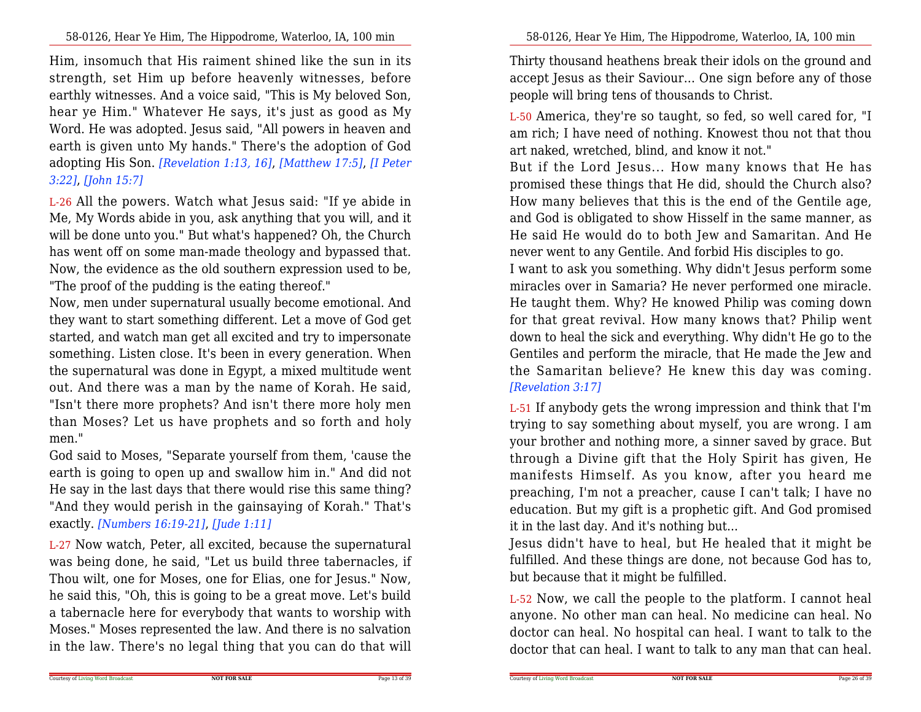Him, insomuch that His raiment shined like the sun in its strength, set Him up before heavenly witnesses, before earthly witnesses. And a voice said, "This is My beloved Son, hear ye Him." Whatever He says, it's just as good as My Word. He was adopted. Jesus said, "All powers in heaven and earth is given unto My hands." There's the adoption of God adopting His Son. *[Revelation 1:13, 16]*, *[Matthew 17:5]*, *[I Peter 3:22]*, *[John 15:7]*

L-26 All the powers. Watch what Jesus said: "If ye abide in Me, My Words abide in you, ask anything that you will, and it will be done unto you." But what's happened? Oh, the Church has went off on some man-made theology and bypassed that. Now, the evidence as the old southern expression used to be, "The proof of the pudding is the eating thereof."

Now, men under supernatural usually become emotional. And they want to start something different. Let a move of God get started, and watch man get all excited and try to impersonate something. Listen close. It's been in every generation. When the supernatural was done in Egypt, a mixed multitude went out. And there was a man by the name of Korah. He said, "Isn't there more prophets? And isn't there more holy men than Moses? Let us have prophets and so forth and holy men."

God said to Moses, "Separate yourself from them, 'cause the earth is going to open up and swallow him in." And did not He say in the last days that there would rise this same thing? "And they would perish in the gainsaying of Korah." That's exactly. *[Numbers 16:19-21]*, *[Jude 1:11]*

L-27 Now watch, Peter, all excited, because the supernatural was being done, he said, "Let us build three tabernacles, if Thou wilt, one for Moses, one for Elias, one for Jesus." Now, he said this, "Oh, this is going to be a great move. Let's build a tabernacle here for everybody that wants to worship with Moses." Moses represented the law. And there is no salvation in the law. There's no legal thing that you can do that will

Thirty thousand heathens break their idols on the ground and accept Jesus as their Saviour... One sign before any of those people will bring tens of thousands to Christ.

L-50 America, they're so taught, so fed, so well cared for, "I am rich; I have need of nothing. Knowest thou not that thou art naked, wretched, blind, and know it not."

But if the Lord Jesus... How many knows that He has promised these things that He did, should the Church also? How many believes that this is the end of the Gentile age, and God is obligated to show Hisself in the same manner, as He said He would do to both Jew and Samaritan. And He never went to any Gentile. And forbid His disciples to go.

I want to ask you something. Why didn't Jesus perform some miracles over in Samaria? He never performed one miracle. He taught them. Why? He knowed Philip was coming down for that great revival. How many knows that? Philip went down to heal the sick and everything. Why didn't He go to the Gentiles and perform the miracle, that He made the Jew and the Samaritan believe? He knew this day was coming. *[Revelation 3:17]*

L-51 If anybody gets the wrong impression and think that I'm trying to say something about myself, you are wrong. I am your brother and nothing more, a sinner saved by grace. But through a Divine gift that the Holy Spirit has given, He manifests Himself. As you know, after you heard me preaching, I'm not a preacher, cause I can't talk; I have no education. But my gift is a prophetic gift. And God promised it in the last day. And it's nothing but...

Jesus didn't have to heal, but He healed that it might be fulfilled. And these things are done, not because God has to, but because that it might be fulfilled.

L-52 Now, we call the people to the platform. I cannot heal anyone. No other man can heal. No medicine can heal. No doctor can heal. No hospital can heal. I want to talk to the doctor that can heal. I want to talk to any man that can heal.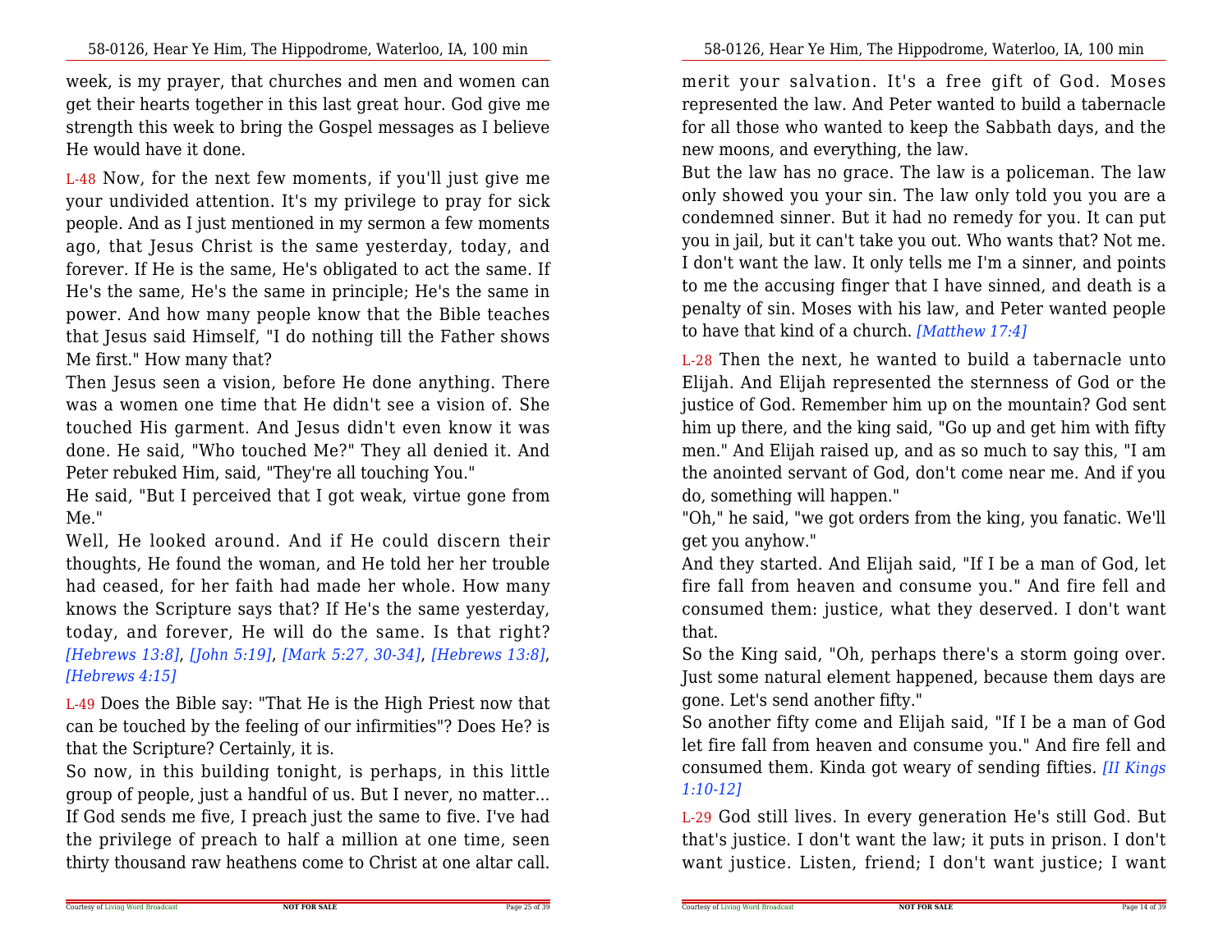week, is my prayer, that churches and men and women can get their hearts together in this last great hour. God give me strength this week to bring the Gospel messages as I believe He would have it done.

L-48 Now, for the next few moments, if you'll just give me your undivided attention. It's my privilege to pray for sick people. And as I just mentioned in my sermon a few moments ago, that Jesus Christ is the same yesterday, today, and forever. If He is the same, He's obligated to act the same. If He's the same, He's the same in principle; He's the same in power. And how many people know that the Bible teaches that Jesus said Himself, "I do nothing till the Father shows Me first." How many that?

Then Jesus seen a vision, before He done anything. There was a women one time that He didn't see a vision of. She touched His garment. And Jesus didn't even know it was done. He said, "Who touched Me?" They all denied it. And Peter rebuked Him, said, "They're all touching You."

He said, "But I perceived that I got weak, virtue gone from Me."

Well, He looked around. And if He could discern their thoughts, He found the woman, and He told her her trouble had ceased, for her faith had made her whole. How many knows the Scripture says that? If He's the same yesterday, today, and forever, He will do the same. Is that right? *[Hebrews 13:8]*, *[John 5:19]*, *[Mark 5:27, 30-34]*, *[Hebrews 13:8]*, *[Hebrews 4:15]*

L-49 Does the Bible say: "That He is the High Priest now that can be touched by the feeling of our infirmities"? Does He? is that the Scripture? Certainly, it is.

So now, in this building tonight, is perhaps, in this little group of people, just a handful of us. But I never, no matter... If God sends me five, I preach just the same to five. I've had the privilege of preach to half a million at one time, seen thirty thousand raw heathens come to Christ at one altar call.

merit your salvation. It's a free gift of God. Moses represented the law. And Peter wanted to build a tabernacle for all those who wanted to keep the Sabbath days, and the new moons, and everything, the law.

But the law has no grace. The law is a policeman. The law only showed you your sin. The law only told you you are a condemned sinner. But it had no remedy for you. It can put you in jail, but it can't take you out. Who wants that? Not me. I don't want the law. It only tells me I'm a sinner, and points to me the accusing finger that I have sinned, and death is a penalty of sin. Moses with his law, and Peter wanted people to have that kind of a church. *[Matthew 17:4]*

L-28 Then the next, he wanted to build a tabernacle unto Elijah. And Elijah represented the sternness of God or the justice of God. Remember him up on the mountain? God sent him up there, and the king said, "Go up and get him with fifty men." And Elijah raised up, and as so much to say this, "I am the anointed servant of God, don't come near me. And if you do, something will happen."

"Oh," he said, "we got orders from the king, you fanatic. We'll get you anyhow."

And they started. And Elijah said, "If I be a man of God, let fire fall from heaven and consume you." And fire fell and consumed them: justice, what they deserved. I don't want that.

So the King said, "Oh, perhaps there's a storm going over. Just some natural element happened, because them days are gone. Let's send another fifty."

So another fifty come and Elijah said, "If I be a man of God let fire fall from heaven and consume you." And fire fell and consumed them. Kinda got weary of sending fifties. *[II Kings 1:10-12]*

L-29 God still lives. In every generation He's still God. But that's justice. I don't want the law; it puts in prison. I don't want justice. Listen, friend; I don't want justice; I want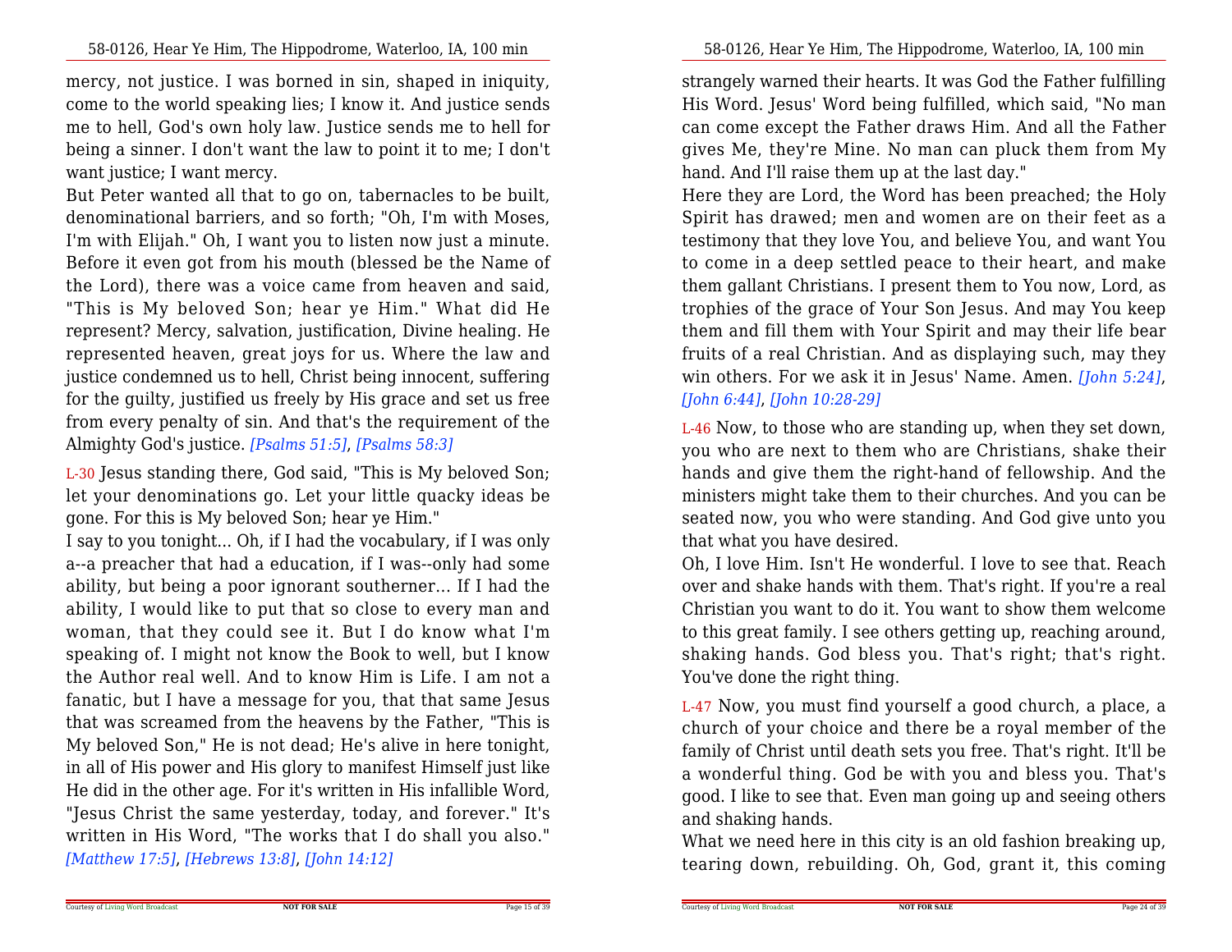mercy, not justice. I was borned in sin, shaped in iniquity, come to the world speaking lies; I know it. And justice sends me to hell, God's own holy law. Justice sends me to hell for being a sinner. I don't want the law to point it to me; I don't want justice; I want mercy.

But Peter wanted all that to go on, tabernacles to be built, denominational barriers, and so forth; "Oh, I'm with Moses, I'm with Elijah." Oh, I want you to listen now just a minute. Before it even got from his mouth (blessed be the Name of the Lord), there was a voice came from heaven and said, "This is My beloved Son; hear ye Him." What did He represent? Mercy, salvation, justification, Divine healing. He represented heaven, great joys for us. Where the law and justice condemned us to hell, Christ being innocent, suffering for the guilty, justified us freely by His grace and set us free from every penalty of sin. And that's the requirement of the Almighty God's justice. *[Psalms 51:5]*, *[Psalms 58:3]*

L-30 Jesus standing there, God said, "This is My beloved Son; let your denominations go. Let your little quacky ideas be gone. For this is My beloved Son; hear ye Him."

I say to you tonight... Oh, if I had the vocabulary, if I was only a--a preacher that had a education, if I was--only had some ability, but being a poor ignorant southerner... If I had the ability, I would like to put that so close to every man and woman, that they could see it. But I do know what I'm speaking of. I might not know the Book to well, but I know the Author real well. And to know Him is Life. I am not a fanatic, but I have a message for you, that that same Jesus that was screamed from the heavens by the Father, "This is My beloved Son," He is not dead; He's alive in here tonight, in all of His power and His glory to manifest Himself just like He did in the other age. For it's written in His infallible Word, "Jesus Christ the same yesterday, today, and forever." It's written in His Word, "The works that I do shall you also." *[Matthew 17:5]*, *[Hebrews 13:8]*, *[John 14:12]*

strangely warned their hearts. It was God the Father fulfilling His Word. Jesus' Word being fulfilled, which said, "No man can come except the Father draws Him. And all the Father gives Me, they're Mine. No man can pluck them from My hand. And I'll raise them up at the last day."

Here they are Lord, the Word has been preached; the Holy Spirit has drawed; men and women are on their feet as a testimony that they love You, and believe You, and want You to come in a deep settled peace to their heart, and make them gallant Christians. I present them to You now, Lord, as trophies of the grace of Your Son Jesus. And may You keep them and fill them with Your Spirit and may their life bear fruits of a real Christian. And as displaying such, may they win others. For we ask it in Jesus' Name. Amen. *[John 5:24]*, *[John 6:44]*, *[John 10:28-29]*

L-46 Now, to those who are standing up, when they set down, you who are next to them who are Christians, shake their hands and give them the right-hand of fellowship. And the ministers might take them to their churches. And you can be seated now, you who were standing. And God give unto you that what you have desired.

Oh, I love Him. Isn't He wonderful. I love to see that. Reach over and shake hands with them. That's right. If you're a real Christian you want to do it. You want to show them welcome to this great family. I see others getting up, reaching around, shaking hands. God bless you. That's right; that's right. You've done the right thing.

L-47 Now, you must find yourself a good church, a place, a church of your choice and there be a royal member of the family of Christ until death sets you free. That's right. It'll be a wonderful thing. God be with you and bless you. That's good. I like to see that. Even man going up and seeing others and shaking hands.

What we need here in this city is an old fashion breaking up, tearing down, rebuilding. Oh, God, grant it, this coming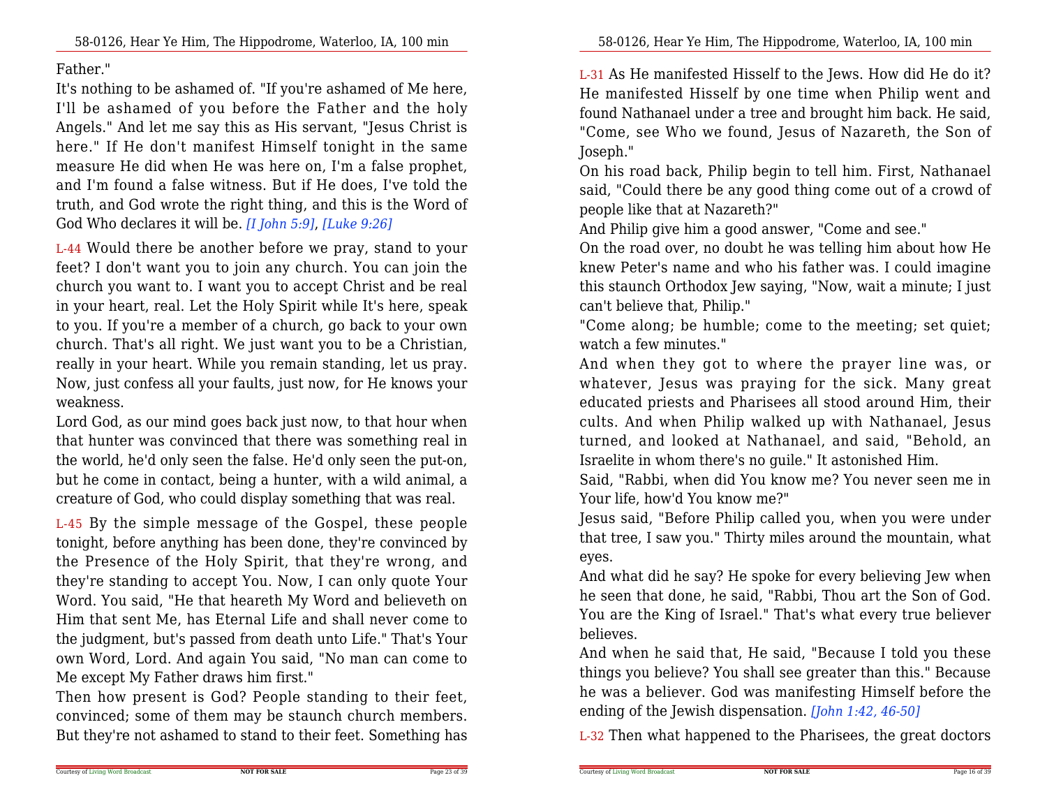Father."

It's nothing to be ashamed of. "If you're ashamed of Me here, I'll be ashamed of you before the Father and the holy Angels." And let me say this as His servant, "Jesus Christ is here." If He don't manifest Himself tonight in the same measure He did when He was here on, I'm a false prophet, and I'm found a false witness. But if He does, I've told the truth, and God wrote the right thing, and this is the Word of God Who declares it will be. *[I John 5:9]*, *[Luke 9:26]*

L-44 Would there be another before we pray, stand to your feet? I don't want you to join any church. You can join the church you want to. I want you to accept Christ and be real in your heart, real. Let the Holy Spirit while It's here, speak to you. If you're a member of a church, go back to your own church. That's all right. We just want you to be a Christian, really in your heart. While you remain standing, let us pray. Now, just confess all your faults, just now, for He knows your weakness.

Lord God, as our mind goes back just now, to that hour when that hunter was convinced that there was something real in the world, he'd only seen the false. He'd only seen the put-on, but he come in contact, being a hunter, with a wild animal, a creature of God, who could display something that was real.

L-45 By the simple message of the Gospel, these people tonight, before anything has been done, they're convinced by the Presence of the Holy Spirit, that they're wrong, and they're standing to accept You. Now, I can only quote Your Word. You said, "He that heareth My Word and believeth on Him that sent Me, has Eternal Life and shall never come to the judgment, but's passed from death unto Life." That's Your own Word, Lord. And again You said, "No man can come to Me except My Father draws him first."

Then how present is God? People standing to their feet, convinced; some of them may be staunch church members. But they're not ashamed to stand to their feet. Something has

L-31 As He manifested Hisself to the Jews. How did He do it? He manifested Hisself by one time when Philip went and found Nathanael under a tree and brought him back. He said, "Come, see Who we found, Jesus of Nazareth, the Son of Joseph."

On his road back, Philip begin to tell him. First, Nathanael said, "Could there be any good thing come out of a crowd of people like that at Nazareth?"

And Philip give him a good answer, "Come and see."

On the road over, no doubt he was telling him about how He knew Peter's name and who his father was. I could imagine this staunch Orthodox Jew saying, "Now, wait a minute; I just can't believe that, Philip."

"Come along; be humble; come to the meeting; set quiet; watch a few minutes."

And when they got to where the prayer line was, or whatever, Jesus was praying for the sick. Many great educated priests and Pharisees all stood around Him, their cults. And when Philip walked up with Nathanael, Jesus turned, and looked at Nathanael, and said, "Behold, an Israelite in whom there's no guile." It astonished Him.

Said, "Rabbi, when did You know me? You never seen me in Your life, how'd You know me?"

Jesus said, "Before Philip called you, when you were under that tree, I saw you." Thirty miles around the mountain, what eyes.

And what did he say? He spoke for every believing Jew when he seen that done, he said, "Rabbi, Thou art the Son of God. You are the King of Israel." That's what every true believer believes.

And when he said that, He said, "Because I told you these things you believe? You shall see greater than this." Because he was a believer. God was manifesting Himself before the ending of the Jewish dispensation. *[John 1:42, 46-50]*

L-32 Then what happened to the Pharisees, the great doctors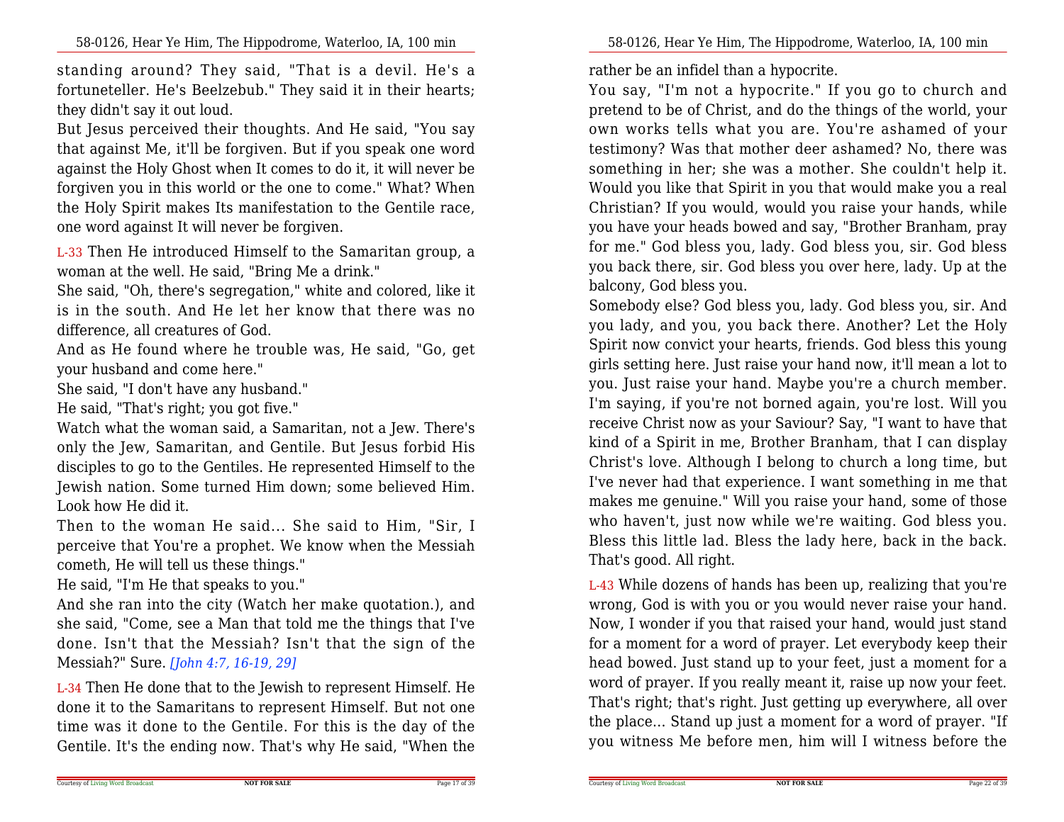standing around? They said, "That is a devil. He's a fortuneteller. He's Beelzebub." They said it in their hearts; they didn't say it out loud.

But Jesus perceived their thoughts. And He said, "You say that against Me, it'll be forgiven. But if you speak one word against the Holy Ghost when It comes to do it, it will never be forgiven you in this world or the one to come." What? When the Holy Spirit makes Its manifestation to the Gentile race, one word against It will never be forgiven.

L-33 Then He introduced Himself to the Samaritan group, a woman at the well. He said, "Bring Me a drink."

She said, "Oh, there's segregation," white and colored, like it is in the south. And He let her know that there was no difference, all creatures of God.

And as He found where he trouble was, He said, "Go, get your husband and come here."

She said, "I don't have any husband."

He said, "That's right; you got five."

Watch what the woman said, a Samaritan, not a Jew. There's only the Jew, Samaritan, and Gentile. But Jesus forbid His disciples to go to the Gentiles. He represented Himself to the Jewish nation. Some turned Him down; some believed Him. Look how He did it.

Then to the woman He said... She said to Him, "Sir, I perceive that You're a prophet. We know when the Messiah cometh, He will tell us these things."

He said, "I'm He that speaks to you."

And she ran into the city (Watch her make quotation.), and she said, "Come, see a Man that told me the things that I've done. Isn't that the Messiah? Isn't that the sign of the Messiah?" Sure. *[John 4:7, 16-19, 29]*

L-34 Then He done that to the Jewish to represent Himself. He done it to the Samaritans to represent Himself. But not one time was it done to the Gentile. For this is the day of the Gentile. It's the ending now. That's why He said, "When the

rather be an infidel than a hypocrite.

You say, "I'm not a hypocrite." If you go to church and pretend to be of Christ, and do the things of the world, your own works tells what you are. You're ashamed of your testimony? Was that mother deer ashamed? No, there was something in her; she was a mother. She couldn't help it. Would you like that Spirit in you that would make you a real Christian? If you would, would you raise your hands, while you have your heads bowed and say, "Brother Branham, pray for me." God bless you, lady. God bless you, sir. God bless you back there, sir. God bless you over here, lady. Up at the balcony, God bless you.

Somebody else? God bless you, lady. God bless you, sir. And you lady, and you, you back there. Another? Let the Holy Spirit now convict your hearts, friends. God bless this young girls setting here. Just raise your hand now, it'll mean a lot to you. Just raise your hand. Maybe you're a church member. I'm saying, if you're not borned again, you're lost. Will you receive Christ now as your Saviour? Say, "I want to have that kind of a Spirit in me, Brother Branham, that I can display Christ's love. Although I belong to church a long time, but I've never had that experience. I want something in me that makes me genuine." Will you raise your hand, some of those who haven't, just now while we're waiting. God bless you. Bless this little lad. Bless the lady here, back in the back. That's good. All right.

L-43 While dozens of hands has been up, realizing that you're wrong, God is with you or you would never raise your hand. Now, I wonder if you that raised your hand, would just stand for a moment for a word of prayer. Let everybody keep their head bowed. Just stand up to your feet, just a moment for a word of prayer. If you really meant it, raise up now your feet. That's right; that's right. Just getting up everywhere, all over the place... Stand up just a moment for a word of prayer. "If you witness Me before men, him will I witness before the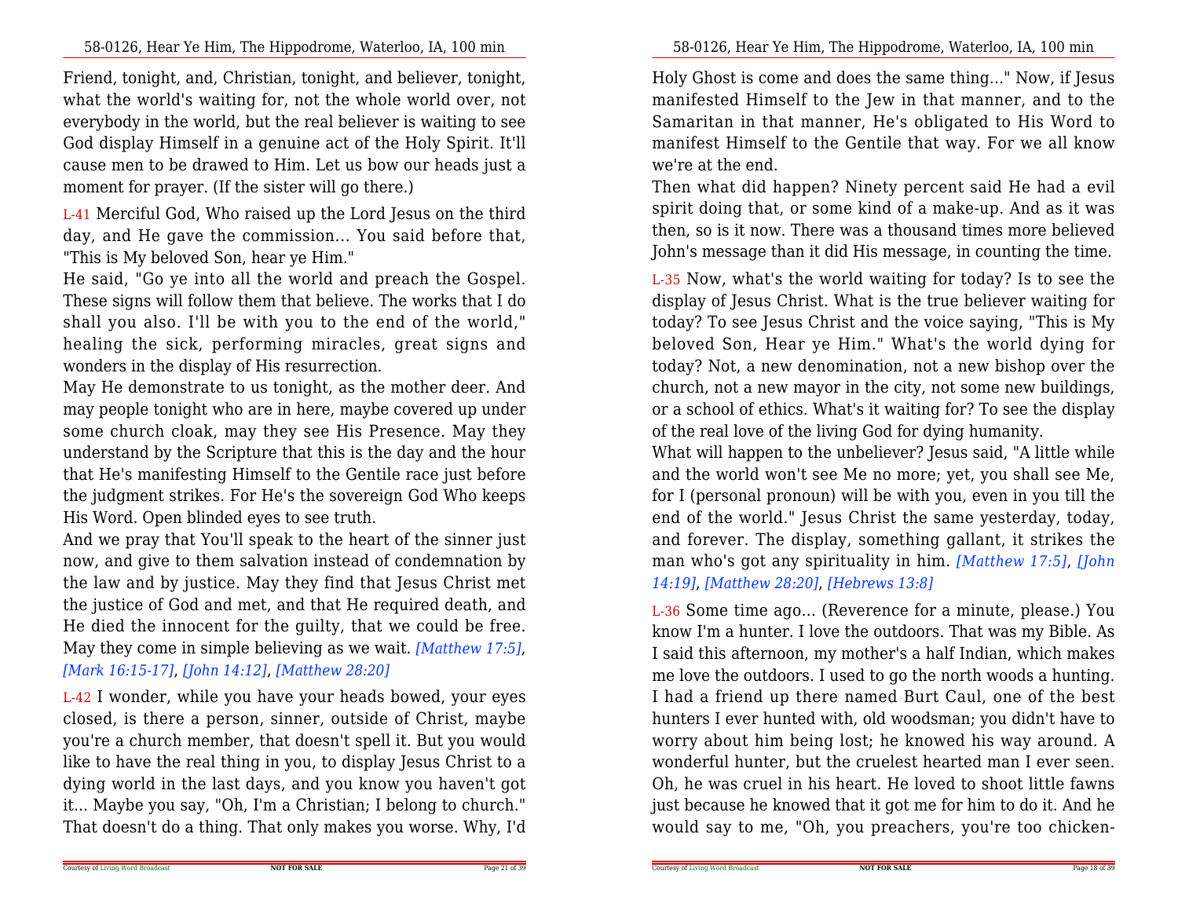Friend, tonight, and, Christian, tonight, and believer, tonight, what the world's waiting for, not the whole world over, not everybody in the world, but the real believer is waiting to see God display Himself in a genuine act of the Holy Spirit. It'll cause men to be drawed to Him. Let us bow our heads just a moment for prayer. (If the sister will go there.)

L-41 Merciful God, Who raised up the Lord Jesus on the third day, and He gave the commission... You said before that, "This is My beloved Son, hear ye Him."

He said, "Go ye into all the world and preach the Gospel. These signs will follow them that believe. The works that I do shall you also. I'll be with you to the end of the world," healing the sick, performing miracles, great signs and wonders in the display of His resurrection.

May He demonstrate to us tonight, as the mother deer. And may people tonight who are in here, maybe covered up under some church cloak, may they see His Presence. May they understand by the Scripture that this is the day and the hour that He's manifesting Himself to the Gentile race just before the judgment strikes. For He's the sovereign God Who keeps His Word. Open blinded eyes to see truth.

And we pray that You'll speak to the heart of the sinner just now, and give to them salvation instead of condemnation by the law and by justice. May they find that Jesus Christ met the justice of God and met, and that He required death, and He died the innocent for the guilty, that we could be free. May they come in simple believing as we wait. *[Matthew 17:5]*, *[Mark 16:15-17]*, *[John 14:12]*, *[Matthew 28:20]*

L-42 I wonder, while you have your heads bowed, your eyes closed, is there a person, sinner, outside of Christ, maybe you're a church member, that doesn't spell it. But you would like to have the real thing in you, to display Jesus Christ to a dying world in the last days, and you know you haven't got it... Maybe you say, "Oh, I'm a Christian; I belong to church." That doesn't do a thing. That only makes you worse. Why, I'd

Holy Ghost is come and does the same thing..." Now, if Jesus manifested Himself to the Jew in that manner, and to the Samaritan in that manner, He's obligated to His Word to manifest Himself to the Gentile that way. For we all know we're at the end.

Then what did happen? Ninety percent said He had a evil spirit doing that, or some kind of a make-up. And as it was then, so is it now. There was a thousand times more believed John's message than it did His message, in counting the time.

L-35 Now, what's the world waiting for today? Is to see the display of Jesus Christ. What is the true believer waiting for today? To see Jesus Christ and the voice saying, "This is My beloved Son, Hear ye Him." What's the world dying for today? Not, a new denomination, not a new bishop over the church, not a new mayor in the city, not some new buildings, or a school of ethics. What's it waiting for? To see the display of the real love of the living God for dying humanity.

What will happen to the unbeliever? Jesus said, "A little while and the world won't see Me no more; yet, you shall see Me, for I (personal pronoun) will be with you, even in you till the end of the world." Jesus Christ the same yesterday, today, and forever. The display, something gallant, it strikes the man who's got any spirituality in him. *[Matthew 17:5]*, *[John 14:19]*, *[Matthew 28:20]*, *[Hebrews 13:8]*

L-36 Some time ago... (Reverence for a minute, please.) You know I'm a hunter. I love the outdoors. That was my Bible. As I said this afternoon, my mother's a half Indian, which makes me love the outdoors. I used to go the north woods a hunting. I had a friend up there named Burt Caul, one of the best hunters I ever hunted with, old woodsman; you didn't have to worry about him being lost; he knowed his way around. A wonderful hunter, but the cruelest hearted man I ever seen. Oh, he was cruel in his heart. He loved to shoot little fawns just because he knowed that it got me for him to do it. And he would say to me, "Oh, you preachers, you're too chicken-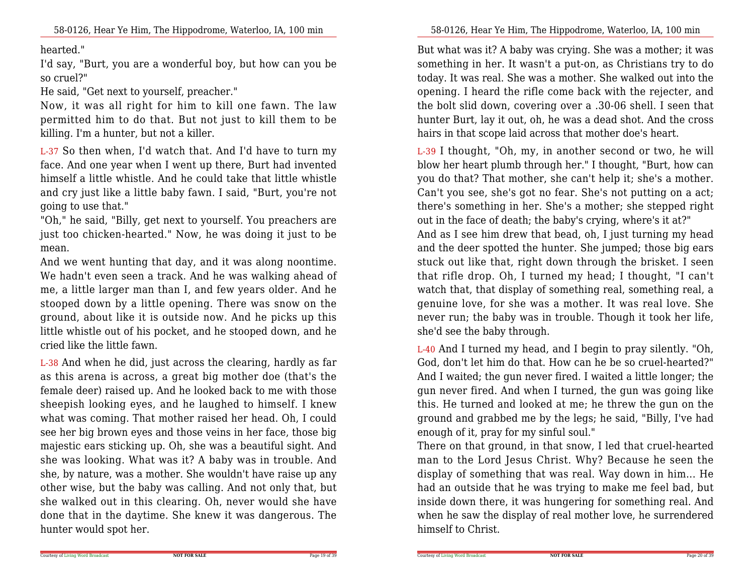hearted."

I'd say, "Burt, you are a wonderful boy, but how can you be so cruel?"

He said, "Get next to yourself, preacher."

Now, it was all right for him to kill one fawn. The law permitted him to do that. But not just to kill them to be killing. I'm a hunter, but not a killer.

L-37 So then when, I'd watch that. And I'd have to turn my face. And one year when I went up there, Burt had invented himself a little whistle. And he could take that little whistle and cry just like a little baby fawn. I said, "Burt, you're not going to use that."

"Oh," he said, "Billy, get next to yourself. You preachers are just too chicken-hearted." Now, he was doing it just to be mean.

And we went hunting that day, and it was along noontime. We hadn't even seen a track. And he was walking ahead of me, a little larger man than I, and few years older. And he stooped down by a little opening. There was snow on the ground, about like it is outside now. And he picks up this little whistle out of his pocket, and he stooped down, and he cried like the little fawn.

L-38 And when he did, just across the clearing, hardly as far as this arena is across, a great big mother doe (that's the female deer) raised up. And he looked back to me with those sheepish looking eyes, and he laughed to himself. I knew what was coming. That mother raised her head. Oh, I could see her big brown eyes and those veins in her face, those big majestic ears sticking up. Oh, she was a beautiful sight. And she was looking. What was it? A baby was in trouble. And she, by nature, was a mother. She wouldn't have raise up any other wise, but the baby was calling. And not only that, but she walked out in this clearing. Oh, never would she have done that in the daytime. She knew it was dangerous. The hunter would spot her.

But what was it? A baby was crying. She was a mother; it was something in her. It wasn't a put-on, as Christians try to do today. It was real. She was a mother. She walked out into the opening. I heard the rifle come back with the rejecter, and the bolt slid down, covering over a .30-06 shell. I seen that hunter Burt, lay it out, oh, he was a dead shot. And the cross hairs in that scope laid across that mother doe's heart.

L-39 I thought, "Oh, my, in another second or two, he will blow her heart plumb through her." I thought, "Burt, how can you do that? That mother, she can't help it; she's a mother. Can't you see, she's got no fear. She's not putting on a act; there's something in her. She's a mother; she stepped right out in the face of death; the baby's crying, where's it at?"

And as I see him drew that bead, oh, I just turning my head and the deer spotted the hunter. She jumped; those big ears stuck out like that, right down through the brisket. I seen that rifle drop. Oh, I turned my head; I thought, "I can't watch that, that display of something real, something real, a genuine love, for she was a mother. It was real love. She never run; the baby was in trouble. Though it took her life, she'd see the baby through.

L-40 And I turned my head, and I begin to pray silently. "Oh, God, don't let him do that. How can he be so cruel-hearted?" And I waited; the gun never fired. I waited a little longer; the gun never fired. And when I turned, the gun was going like this. He turned and looked at me; he threw the gun on the ground and grabbed me by the legs; he said, "Billy, I've had enough of it, pray for my sinful soul."

There on that ground, in that snow, I led that cruel-hearted man to the Lord Jesus Christ. Why? Because he seen the display of something that was real. Way down in him... He had an outside that he was trying to make me feel bad, but inside down there, it was hungering for something real. And when he saw the display of real mother love, he surrendered himself to Christ.